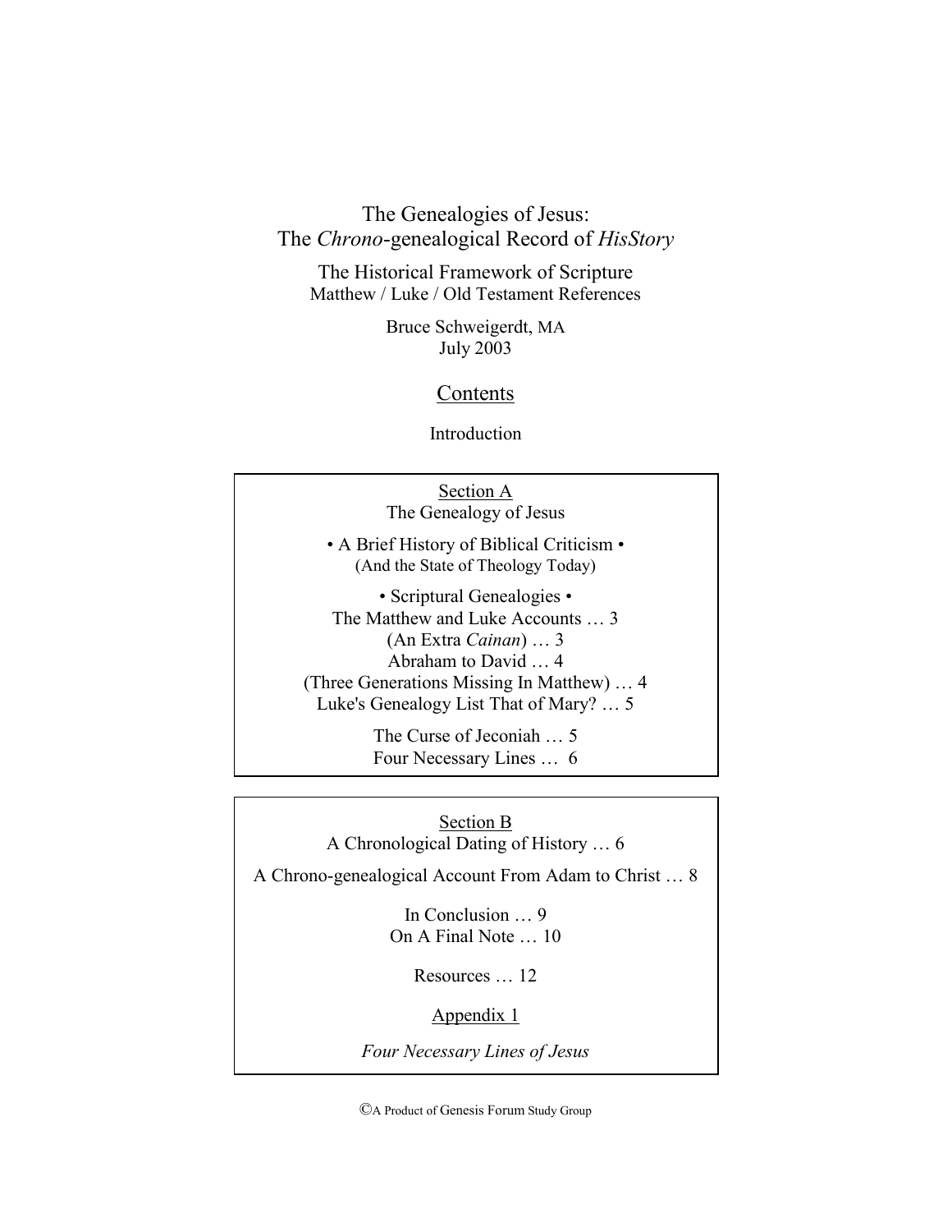# The Genealogies of Jesus: The *Chrono*-genealogical Record of *HisStory*

## The Historical Framework of Scripture

Matthew / Luke / Old Testament References

Bruce Schweigerdt, MA
July 2003

## Contents

Introduction

### Section A

The Genealogy of Jesus

• A Brief History of Biblical Criticism •
(And the State of Theology Today)

• Scriptural Genealogies •
The Matthew and Luke Accounts … 3
(An Extra *Cainan*) … 3
Abraham to David … 4
(Three Generations Missing In Matthew) … 4
Luke's Genealogy List That of Mary? … 5

The Curse of Jeconiah … 5
Four Necessary Lines … 6

### Section B

A Chronological Dating of History … 6

A Chrono-genealogical Account From Adam to Christ … 8

In Conclusion … 9
On A Final Note … 10

Resources … 12

Appendix 1

*Four Necessary Lines of Jesus*

©A Product of Genesis Forum Study Group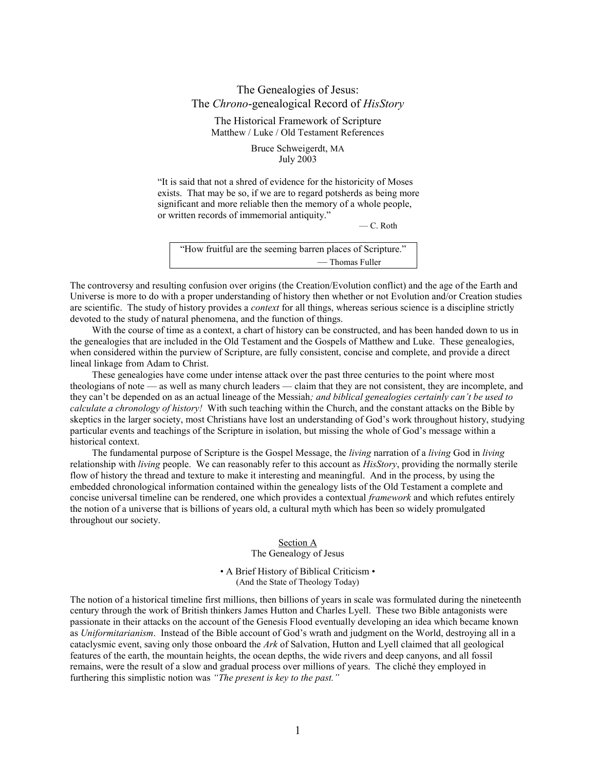# The Genealogies of Jesus: The *Chrono*-genealogical Record of *HisStory*

## The Historical Framework of Scripture

Matthew / Luke / Old Testament References

Bruce Schweigerdt, MA
July 2003

> "It is said that not a shred of evidence for the historicity of Moses exists. That may be so, if we are to regard potsherds as being more significant and more reliable then the memory of a whole people, or written records of immemorial antiquity."
>
> — C. Roth

> "How fruitful are the seeming barren places of Scripture."
>
> — Thomas Fuller

The controversy and resulting confusion over origins (the Creation/Evolution conflict) and the age of the Earth and Universe is more to do with a proper understanding of history then whether or not Evolution and/or Creation studies are scientific. The study of history provides a *context* for all things, whereas serious science is a discipline strictly devoted to the study of natural phenomena, and the function of things.

With the course of time as a context, a chart of history can be constructed, and has been handed down to us in the genealogies that are included in the Old Testament and the Gospels of Matthew and Luke. These genealogies, when considered within the purview of Scripture, are fully consistent, concise and complete, and provide a direct lineal linkage from Adam to Christ.

These genealogies have come under intense attack over the past three centuries to the point where most theologians of note — as well as many church leaders — claim that they are not consistent, they are incomplete, and they can't be depended on as an actual lineage of the Messiah*; and biblical genealogies certainly can't be used to calculate a chronology of history!* With such teaching within the Church, and the constant attacks on the Bible by skeptics in the larger society, most Christians have lost an understanding of God's work throughout history, studying particular events and teachings of the Scripture in isolation, but missing the whole of God's message within a historical context.

The fundamental purpose of Scripture is the Gospel Message, the *living* narration of a *living* God in *living* relationship with *living* people. We can reasonably refer to this account as *HisStory*, providing the normally sterile flow of history the thread and texture to make it interesting and meaningful. And in the process, by using the embedded chronological information contained within the genealogy lists of the Old Testament a complete and concise universal timeline can be rendered, one which provides a contextual *framework* and which refutes entirely the notion of a universe that is billions of years old, a cultural myth which has been so widely promulgated throughout our society.

## Section A
## The Genealogy of Jesus

### • A Brief History of Biblical Criticism •
(And the State of Theology Today)

The notion of a historical timeline first millions, then billions of years in scale was formulated during the nineteenth century through the work of British thinkers James Hutton and Charles Lyell. These two Bible antagonists were passionate in their attacks on the account of the Genesis Flood eventually developing an idea which became known as *Uniformitarianism*. Instead of the Bible account of God's wrath and judgment on the World, destroying all in a cataclysmic event, saving only those onboard the *Ark* of Salvation, Hutton and Lyell claimed that all geological features of the earth, the mountain heights, the ocean depths, the wide rivers and deep canyons, and all fossil remains, were the result of a slow and gradual process over millions of years. The cliché they employed in furthering this simplistic notion was *"The present is key to the past."*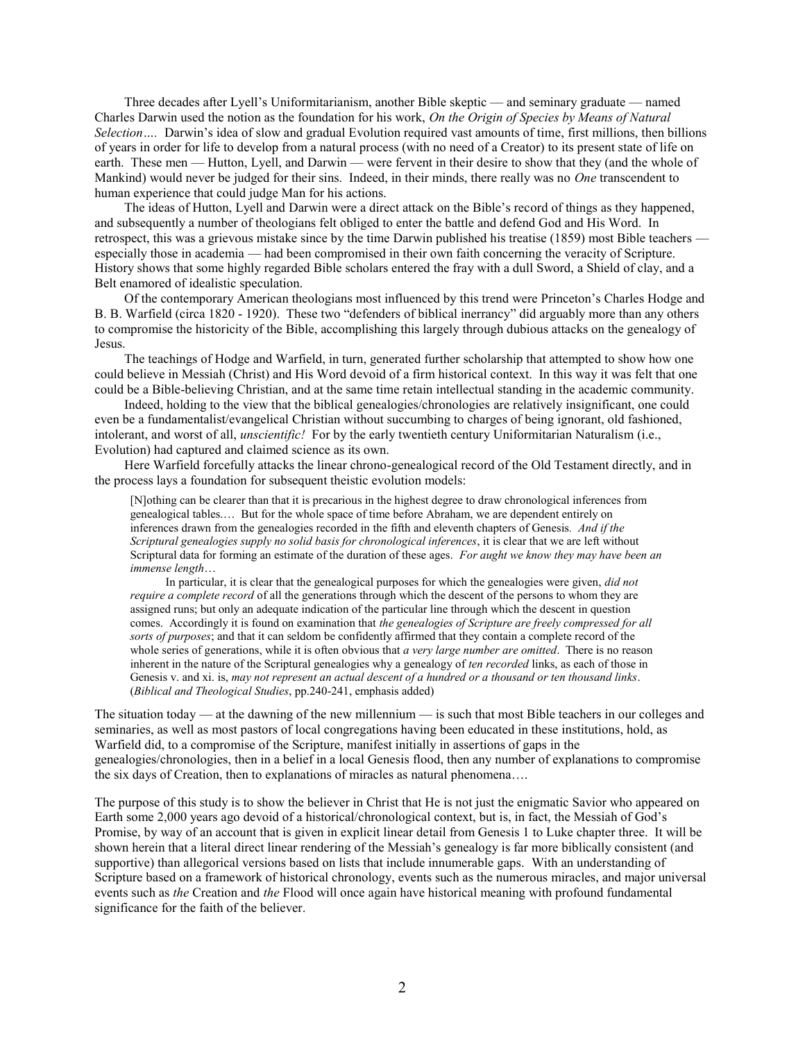Three decades after Lyell's Uniformitarianism, another Bible skeptic — and seminary graduate — named Charles Darwin used the notion as the foundation for his work, *On the Origin of Species by Means of Natural Selection….* Darwin's idea of slow and gradual Evolution required vast amounts of time, first millions, then billions of years in order for life to develop from a natural process (with no need of a Creator) to its present state of life on earth. These men — Hutton, Lyell, and Darwin — were fervent in their desire to show that they (and the whole of Mankind) would never be judged for their sins. Indeed, in their minds, there really was no *One* transcendent to human experience that could judge Man for his actions.

The ideas of Hutton, Lyell and Darwin were a direct attack on the Bible's record of things as they happened, and subsequently a number of theologians felt obliged to enter the battle and defend God and His Word. In retrospect, this was a grievous mistake since by the time Darwin published his treatise (1859) most Bible teachers — especially those in academia — had been compromised in their own faith concerning the veracity of Scripture. History shows that some highly regarded Bible scholars entered the fray with a dull Sword, a Shield of clay, and a Belt enamored of idealistic speculation.

Of the contemporary American theologians most influenced by this trend were Princeton's Charles Hodge and B. B. Warfield (circa 1820 - 1920). These two "defenders of biblical inerrancy" did arguably more than any others to compromise the historicity of the Bible, accomplishing this largely through dubious attacks on the genealogy of Jesus.

The teachings of Hodge and Warfield, in turn, generated further scholarship that attempted to show how one could believe in Messiah (Christ) and His Word devoid of a firm historical context. In this way it was felt that one could be a Bible-believing Christian, and at the same time retain intellectual standing in the academic community.

Indeed, holding to the view that the biblical genealogies/chronologies are relatively insignificant, one could even be a fundamentalist/evangelical Christian without succumbing to charges of being ignorant, old fashioned, intolerant, and worst of all, *unscientific!* For by the early twentieth century Uniformitarian Naturalism (i.e., Evolution) had captured and claimed science as its own.

Here Warfield forcefully attacks the linear chrono-genealogical record of the Old Testament directly, and in the process lays a foundation for subsequent theistic evolution models:

> [N]othing can be clearer than that it is precarious in the highest degree to draw chronological inferences from genealogical tables.… But for the whole space of time before Abraham, we are dependent entirely on inferences drawn from the genealogies recorded in the fifth and eleventh chapters of Genesis. *And if the Scriptural genealogies supply no solid basis for chronological inferences*, it is clear that we are left without Scriptural data for forming an estimate of the duration of these ages. *For aught we know they may have been an immense length*…
>
> In particular, it is clear that the genealogical purposes for which the genealogies were given, *did not require a complete record* of all the generations through which the descent of the persons to whom they are assigned runs; but only an adequate indication of the particular line through which the descent in question comes. Accordingly it is found on examination that *the genealogies of Scripture are freely compressed for all sorts of purposes*; and that it can seldom be confidently affirmed that they contain a complete record of the whole series of generations, while it is often obvious that *a very large number are omitted*. There is no reason inherent in the nature of the Scriptural genealogies why a genealogy of *ten recorded* links, as each of those in Genesis v. and xi. is, *may not represent an actual descent of a hundred or a thousand or ten thousand links*. (*Biblical and Theological Studies*, pp.240-241, emphasis added)

The situation today — at the dawning of the new millennium — is such that most Bible teachers in our colleges and seminaries, as well as most pastors of local congregations having been educated in these institutions, hold, as Warfield did, to a compromise of the Scripture, manifest initially in assertions of gaps in the genealogies/chronologies, then in a belief in a local Genesis flood, then any number of explanations to compromise the six days of Creation, then to explanations of miracles as natural phenomena….

The purpose of this study is to show the believer in Christ that He is not just the enigmatic Savior who appeared on Earth some 2,000 years ago devoid of a historical/chronological context, but is, in fact, the Messiah of God's Promise, by way of an account that is given in explicit linear detail from Genesis 1 to Luke chapter three. It will be shown herein that a literal direct linear rendering of the Messiah's genealogy is far more biblically consistent (and supportive) than allegorical versions based on lists that include innumerable gaps. With an understanding of Scripture based on a framework of historical chronology, events such as the numerous miracles, and major universal events such as *the* Creation and *the* Flood will once again have historical meaning with profound fundamental significance for the faith of the believer.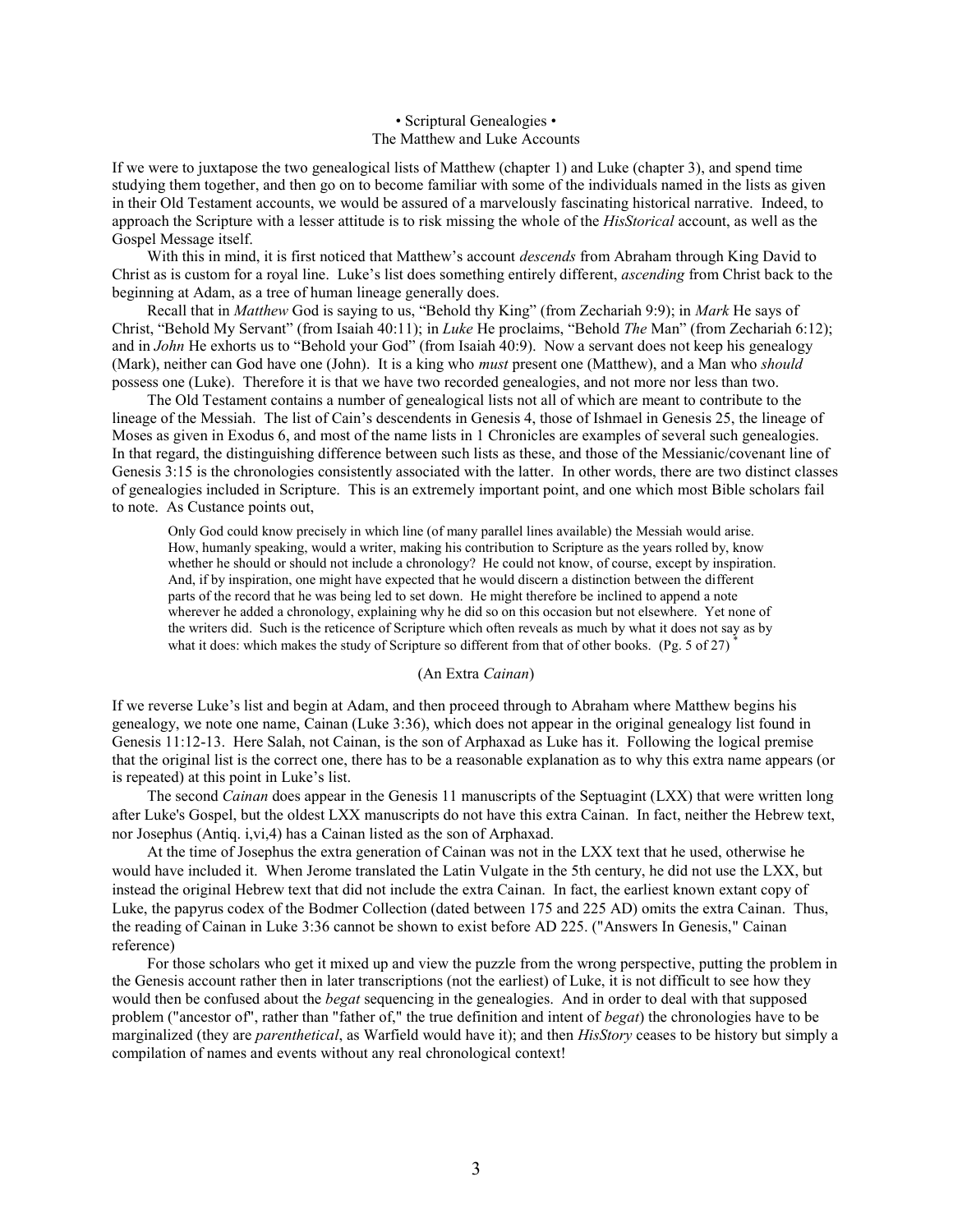• Scriptural Genealogies •
The Matthew and Luke Accounts

If we were to juxtapose the two genealogical lists of Matthew (chapter 1) and Luke (chapter 3), and spend time studying them together, and then go on to become familiar with some of the individuals named in the lists as given in their Old Testament accounts, we would be assured of a marvelously fascinating historical narrative. Indeed, to approach the Scripture with a lesser attitude is to risk missing the whole of the *HisStorical* account, as well as the Gospel Message itself.

With this in mind, it is first noticed that Matthew's account *descends* from Abraham through King David to Christ as is custom for a royal line. Luke's list does something entirely different, *ascending* from Christ back to the beginning at Adam, as a tree of human lineage generally does.

Recall that in *Matthew* God is saying to us, "Behold thy King" (from Zechariah 9:9); in *Mark* He says of Christ, "Behold My Servant" (from Isaiah 40:11); in *Luke* He proclaims, "Behold *The* Man" (from Zechariah 6:12); and in *John* He exhorts us to "Behold your God" (from Isaiah 40:9). Now a servant does not keep his genealogy (Mark), neither can God have one (John). It is a king who *must* present one (Matthew), and a Man who *should* possess one (Luke). Therefore it is that we have two recorded genealogies, and not more nor less than two.

The Old Testament contains a number of genealogical lists not all of which are meant to contribute to the lineage of the Messiah. The list of Cain's descendents in Genesis 4, those of Ishmael in Genesis 25, the lineage of Moses as given in Exodus 6, and most of the name lists in 1 Chronicles are examples of several such genealogies. In that regard, the distinguishing difference between such lists as these, and those of the Messianic/covenant line of Genesis 3:15 is the chronologies consistently associated with the latter. In other words, there are two distinct classes of genealogies included in Scripture. This is an extremely important point, and one which most Bible scholars fail to note. As Custance points out,

> Only God could know precisely in which line (of many parallel lines available) the Messiah would arise. How, humanly speaking, would a writer, making his contribution to Scripture as the years rolled by, know whether he should or should not include a chronology? He could not know, of course, except by inspiration. And, if by inspiration, one might have expected that he would discern a distinction between the different parts of the record that he was being led to set down. He might therefore be inclined to append a note wherever he added a chronology, explaining why he did so on this occasion but not elsewhere. Yet none of the writers did. Such is the reticence of Scripture which often reveals as much by what it does not say as by what it does: which makes the study of Scripture so different from that of other books. (Pg. 5 of 27) *

(An Extra *Cainan*)

If we reverse Luke's list and begin at Adam, and then proceed through to Abraham where Matthew begins his genealogy, we note one name, Cainan (Luke 3:36), which does not appear in the original genealogy list found in Genesis 11:12-13. Here Salah, not Cainan, is the son of Arphaxad as Luke has it. Following the logical premise that the original list is the correct one, there has to be a reasonable explanation as to why this extra name appears (or is repeated) at this point in Luke's list.

The second *Cainan* does appear in the Genesis 11 manuscripts of the Septuagint (LXX) that were written long after Luke's Gospel, but the oldest LXX manuscripts do not have this extra Cainan. In fact, neither the Hebrew text, nor Josephus (Antiq. i,vi,4) has a Cainan listed as the son of Arphaxad.

At the time of Josephus the extra generation of Cainan was not in the LXX text that he used, otherwise he would have included it. When Jerome translated the Latin Vulgate in the 5th century, he did not use the LXX, but instead the original Hebrew text that did not include the extra Cainan. In fact, the earliest known extant copy of Luke, the papyrus codex of the Bodmer Collection (dated between 175 and 225 AD) omits the extra Cainan. Thus, the reading of Cainan in Luke 3:36 cannot be shown to exist before AD 225. ("Answers In Genesis," Cainan reference)

For those scholars who get it mixed up and view the puzzle from the wrong perspective, putting the problem in the Genesis account rather then in later transcriptions (not the earliest) of Luke, it is not difficult to see how they would then be confused about the *begat* sequencing in the genealogies. And in order to deal with that supposed problem ("ancestor of", rather than "father of," the true definition and intent of *begat*) the chronologies have to be marginalized (they are *parenthetical*, as Warfield would have it); and then *HisStory* ceases to be history but simply a compilation of names and events without any real chronological context!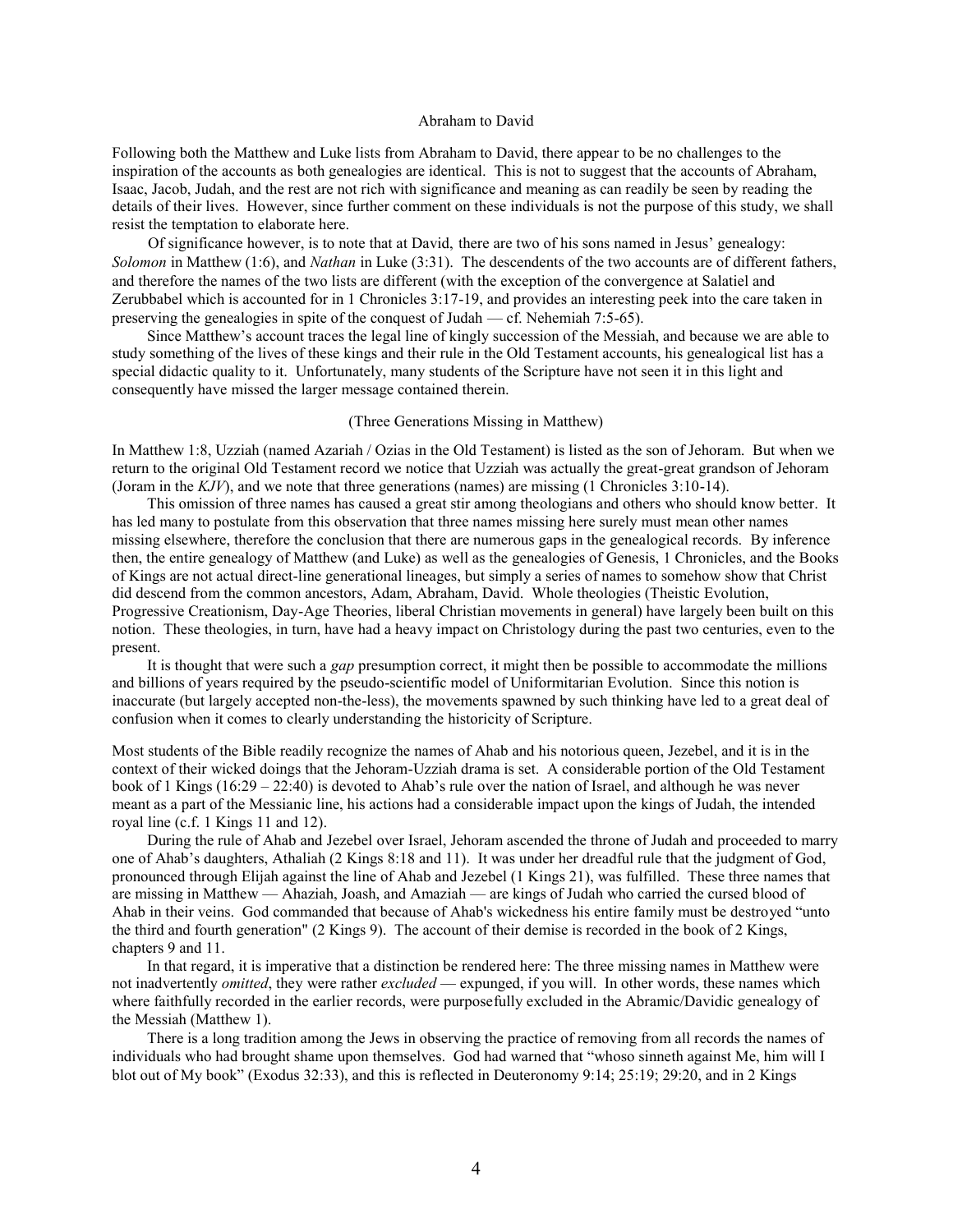## Abraham to David

Following both the Matthew and Luke lists from Abraham to David, there appear to be no challenges to the inspiration of the accounts as both genealogies are identical. This is not to suggest that the accounts of Abraham, Isaac, Jacob, Judah, and the rest are not rich with significance and meaning as can readily be seen by reading the details of their lives. However, since further comment on these individuals is not the purpose of this study, we shall resist the temptation to elaborate here.

Of significance however, is to note that at David, there are two of his sons named in Jesus' genealogy: *Solomon* in Matthew (1:6), and *Nathan* in Luke (3:31). The descendents of the two accounts are of different fathers, and therefore the names of the two lists are different (with the exception of the convergence at Salatiel and Zerubbabel which is accounted for in 1 Chronicles 3:17-19, and provides an interesting peek into the care taken in preserving the genealogies in spite of the conquest of Judah — cf. Nehemiah 7:5-65).

Since Matthew's account traces the legal line of kingly succession of the Messiah, and because we are able to study something of the lives of these kings and their rule in the Old Testament accounts, his genealogical list has a special didactic quality to it. Unfortunately, many students of the Scripture have not seen it in this light and consequently have missed the larger message contained therein.

### (Three Generations Missing in Matthew)

In Matthew 1:8, Uzziah (named Azariah / Ozias in the Old Testament) is listed as the son of Jehoram. But when we return to the original Old Testament record we notice that Uzziah was actually the great-great grandson of Jehoram (Joram in the *KJV*), and we note that three generations (names) are missing (1 Chronicles 3:10-14).

This omission of three names has caused a great stir among theologians and others who should know better. It has led many to postulate from this observation that three names missing here surely must mean other names missing elsewhere, therefore the conclusion that there are numerous gaps in the genealogical records. By inference then, the entire genealogy of Matthew (and Luke) as well as the genealogies of Genesis, 1 Chronicles, and the Books of Kings are not actual direct-line generational lineages, but simply a series of names to somehow show that Christ did descend from the common ancestors, Adam, Abraham, David. Whole theologies (Theistic Evolution, Progressive Creationism, Day-Age Theories, liberal Christian movements in general) have largely been built on this notion. These theologies, in turn, have had a heavy impact on Christology during the past two centuries, even to the present.

It is thought that were such a *gap* presumption correct, it might then be possible to accommodate the millions and billions of years required by the pseudo-scientific model of Uniformitarian Evolution. Since this notion is inaccurate (but largely accepted non-the-less), the movements spawned by such thinking have led to a great deal of confusion when it comes to clearly understanding the historicity of Scripture.

Most students of the Bible readily recognize the names of Ahab and his notorious queen, Jezebel, and it is in the context of their wicked doings that the Jehoram-Uzziah drama is set. A considerable portion of the Old Testament book of 1 Kings (16:29 – 22:40) is devoted to Ahab's rule over the nation of Israel, and although he was never meant as a part of the Messianic line, his actions had a considerable impact upon the kings of Judah, the intended royal line (c.f. 1 Kings 11 and 12).

During the rule of Ahab and Jezebel over Israel, Jehoram ascended the throne of Judah and proceeded to marry one of Ahab's daughters, Athaliah (2 Kings 8:18 and 11). It was under her dreadful rule that the judgment of God, pronounced through Elijah against the line of Ahab and Jezebel (1 Kings 21), was fulfilled. These three names that are missing in Matthew — Ahaziah, Joash, and Amaziah — are kings of Judah who carried the cursed blood of Ahab in their veins. God commanded that because of Ahab's wickedness his entire family must be destroyed "unto the third and fourth generation" (2 Kings 9). The account of their demise is recorded in the book of 2 Kings, chapters 9 and 11.

In that regard, it is imperative that a distinction be rendered here: The three missing names in Matthew were not inadvertently *omitted*, they were rather *excluded* — expunged, if you will. In other words, these names which where faithfully recorded in the earlier records, were purposefully excluded in the Abramic/Davidic genealogy of the Messiah (Matthew 1).

There is a long tradition among the Jews in observing the practice of removing from all records the names of individuals who had brought shame upon themselves. God had warned that "whoso sinneth against Me, him will I blot out of My book" (Exodus 32:33), and this is reflected in Deuteronomy 9:14; 25:19; 29:20, and in 2 Kings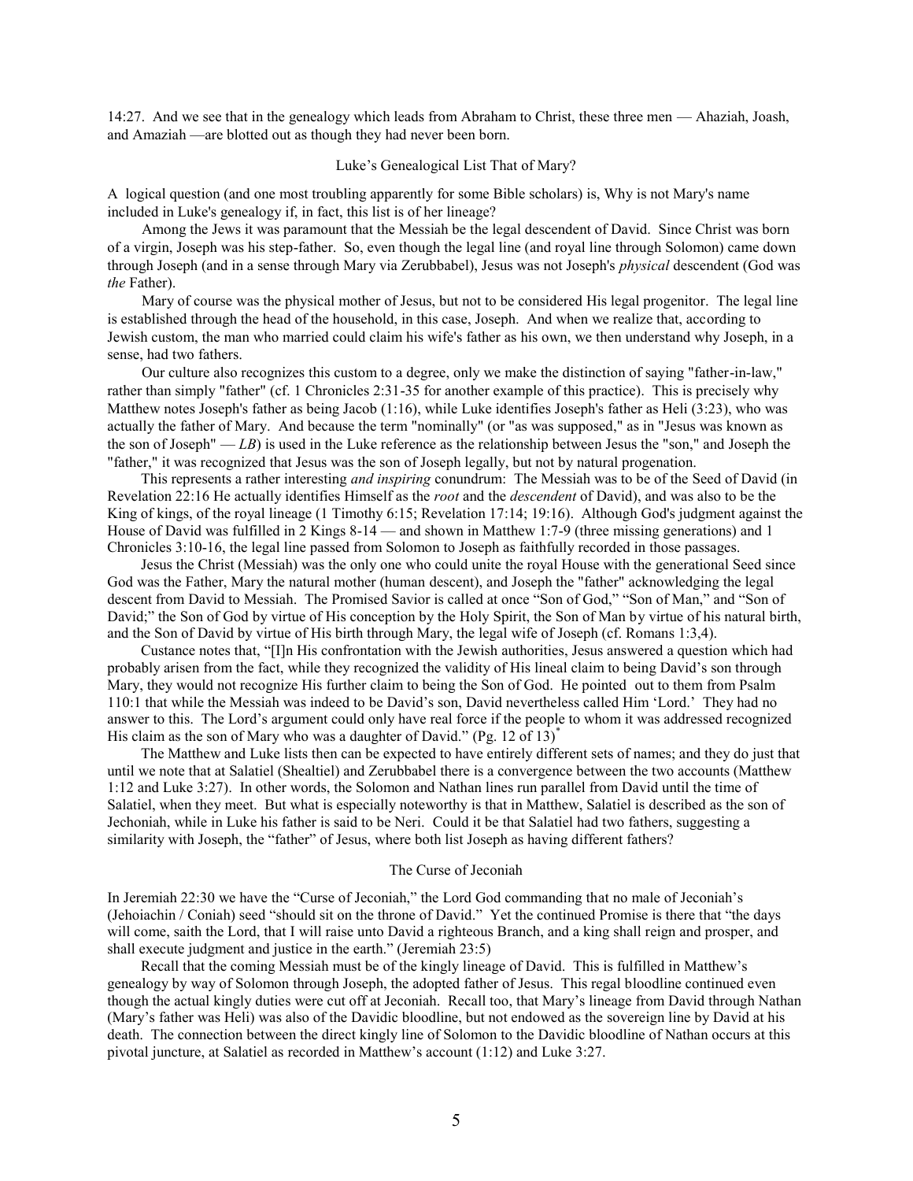14:27. And we see that in the genealogy which leads from Abraham to Christ, these three men — Ahaziah, Joash, and Amaziah —are blotted out as though they had never been born.

### Luke's Genealogical List That of Mary?

A logical question (and one most troubling apparently for some Bible scholars) is, Why is not Mary's name included in Luke's genealogy if, in fact, this list is of her lineage?

Among the Jews it was paramount that the Messiah be the legal descendent of David. Since Christ was born of a virgin, Joseph was his step-father. So, even though the legal line (and royal line through Solomon) came down through Joseph (and in a sense through Mary via Zerubbabel), Jesus was not Joseph's *physical* descendent (God was *the* Father).

Mary of course was the physical mother of Jesus, but not to be considered His legal progenitor. The legal line is established through the head of the household, in this case, Joseph. And when we realize that, according to Jewish custom, the man who married could claim his wife's father as his own, we then understand why Joseph, in a sense, had two fathers.

Our culture also recognizes this custom to a degree, only we make the distinction of saying "father-in-law," rather than simply "father" (cf. 1 Chronicles 2:31-35 for another example of this practice). This is precisely why Matthew notes Joseph's father as being Jacob (1:16), while Luke identifies Joseph's father as Heli (3:23), who was actually the father of Mary. And because the term "nominally" (or "as was supposed," as in "Jesus was known as the son of Joseph" — *LB*) is used in the Luke reference as the relationship between Jesus the "son," and Joseph the "father," it was recognized that Jesus was the son of Joseph legally, but not by natural progenation.

This represents a rather interesting *and inspiring* conundrum: The Messiah was to be of the Seed of David (in Revelation 22:16 He actually identifies Himself as the *root* and the *descendent* of David), and was also to be the King of kings, of the royal lineage (1 Timothy 6:15; Revelation 17:14; 19:16). Although God's judgment against the House of David was fulfilled in 2 Kings 8-14 — and shown in Matthew 1:7-9 (three missing generations) and 1 Chronicles 3:10-16, the legal line passed from Solomon to Joseph as faithfully recorded in those passages.

Jesus the Christ (Messiah) was the only one who could unite the royal House with the generational Seed since God was the Father, Mary the natural mother (human descent), and Joseph the "father" acknowledging the legal descent from David to Messiah. The Promised Savior is called at once "Son of God," "Son of Man," and "Son of David;" the Son of God by virtue of His conception by the Holy Spirit, the Son of Man by virtue of his natural birth, and the Son of David by virtue of His birth through Mary, the legal wife of Joseph (cf. Romans 1:3,4).

Custance notes that, "[I]n His confrontation with the Jewish authorities, Jesus answered a question which had probably arisen from the fact, while they recognized the validity of His lineal claim to being David's son through Mary, they would not recognize His further claim to being the Son of God. He pointed out to them from Psalm 110:1 that while the Messiah was indeed to be David's son, David nevertheless called Him 'Lord.' They had no answer to this. The Lord's argument could only have real force if the people to whom it was addressed recognized His claim as the son of Mary who was a daughter of David." (Pg. 12 of 13)*

The Matthew and Luke lists then can be expected to have entirely different sets of names; and they do just that until we note that at Salatiel (Shealtiel) and Zerubbabel there is a convergence between the two accounts (Matthew 1:12 and Luke 3:27). In other words, the Solomon and Nathan lines run parallel from David until the time of Salatiel, when they meet. But what is especially noteworthy is that in Matthew, Salatiel is described as the son of Jechoniah, while in Luke his father is said to be Neri. Could it be that Salatiel had two fathers, suggesting a similarity with Joseph, the "father" of Jesus, where both list Joseph as having different fathers?

### The Curse of Jeconiah

In Jeremiah 22:30 we have the "Curse of Jeconiah," the Lord God commanding that no male of Jeconiah's (Jehoiachin / Coniah) seed "should sit on the throne of David." Yet the continued Promise is there that "the days will come, saith the Lord, that I will raise unto David a righteous Branch, and a king shall reign and prosper, and shall execute judgment and justice in the earth." (Jeremiah 23:5)

Recall that the coming Messiah must be of the kingly lineage of David. This is fulfilled in Matthew's genealogy by way of Solomon through Joseph, the adopted father of Jesus. This regal bloodline continued even though the actual kingly duties were cut off at Jeconiah. Recall too, that Mary's lineage from David through Nathan (Mary's father was Heli) was also of the Davidic bloodline, but not endowed as the sovereign line by David at his death. The connection between the direct kingly line of Solomon to the Davidic bloodline of Nathan occurs at this pivotal juncture, at Salatiel as recorded in Matthew's account (1:12) and Luke 3:27.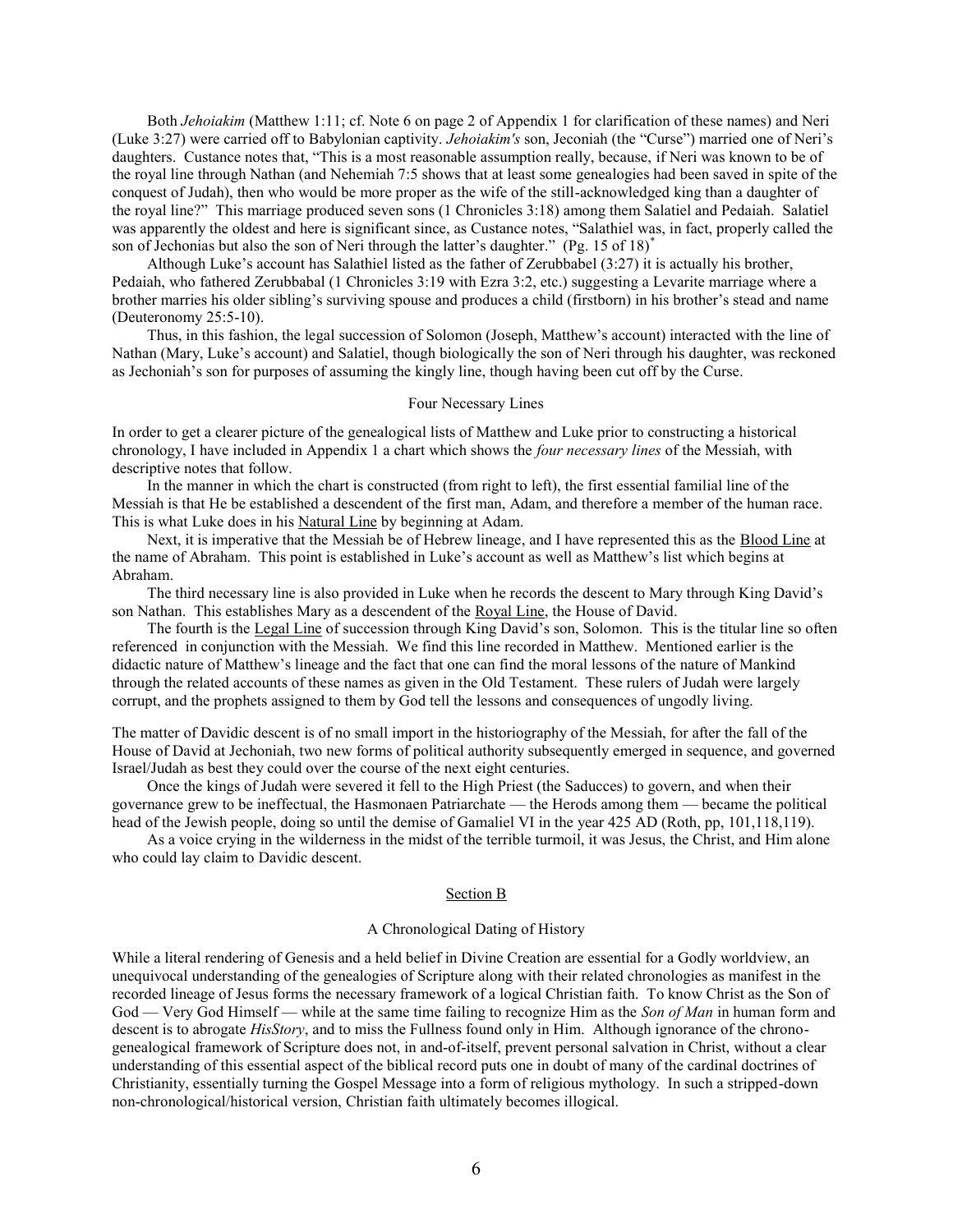Both *Jehoiakim* (Matthew 1:11; cf. Note 6 on page 2 of Appendix 1 for clarification of these names) and Neri (Luke 3:27) were carried off to Babylonian captivity. *Jehoiakim's* son, Jeconiah (the "Curse") married one of Neri's daughters. Custance notes that, "This is a most reasonable assumption really, because, if Neri was known to be of the royal line through Nathan (and Nehemiah 7:5 shows that at least some genealogies had been saved in spite of the conquest of Judah), then who would be more proper as the wife of the still-acknowledged king than a daughter of the royal line?" This marriage produced seven sons (1 Chronicles 3:18) among them Salatiel and Pedaiah. Salatiel was apparently the oldest and here is significant since, as Custance notes, "Salathiel was, in fact, properly called the son of Jechonias but also the son of Neri through the latter's daughter." (Pg. 15 of 18)[*]

Although Luke's account has Salathiel listed as the father of Zerubbabel (3:27) it is actually his brother, Pedaiah, who fathered Zerubbabal (1 Chronicles 3:19 with Ezra 3:2, etc.) suggesting a Levarite marriage where a brother marries his older sibling's surviving spouse and produces a child (firstborn) in his brother's stead and name (Deuteronomy 25:5-10).

Thus, in this fashion, the legal succession of Solomon (Joseph, Matthew's account) interacted with the line of Nathan (Mary, Luke's account) and Salatiel, though biologically the son of Neri through his daughter, was reckoned as Jechoniah's son for purposes of assuming the kingly line, though having been cut off by the Curse.

### Four Necessary Lines

In order to get a clearer picture of the genealogical lists of Matthew and Luke prior to constructing a historical chronology, I have included in Appendix 1 a chart which shows the *four necessary lines* of the Messiah, with descriptive notes that follow.

In the manner in which the chart is constructed (from right to left), the first essential familial line of the Messiah is that He be established a descendent of the first man, Adam, and therefore a member of the human race. This is what Luke does in his Natural Line by beginning at Adam.

Next, it is imperative that the Messiah be of Hebrew lineage, and I have represented this as the Blood Line at the name of Abraham. This point is established in Luke's account as well as Matthew's list which begins at Abraham.

The third necessary line is also provided in Luke when he records the descent to Mary through King David's son Nathan. This establishes Mary as a descendent of the Royal Line, the House of David.

The fourth is the Legal Line of succession through King David's son, Solomon. This is the titular line so often referenced in conjunction with the Messiah. We find this line recorded in Matthew. Mentioned earlier is the didactic nature of Matthew's lineage and the fact that one can find the moral lessons of the nature of Mankind through the related accounts of these names as given in the Old Testament. These rulers of Judah were largely corrupt, and the prophets assigned to them by God tell the lessons and consequences of ungodly living.

The matter of Davidic descent is of no small import in the historiography of the Messiah, for after the fall of the House of David at Jechoniah, two new forms of political authority subsequently emerged in sequence, and governed Israel/Judah as best they could over the course of the next eight centuries.

Once the kings of Judah were severed it fell to the High Priest (the Saducces) to govern, and when their governance grew to be ineffectual, the Hasmonaen Patriarchate — the Herods among them — became the political head of the Jewish people, doing so until the demise of Gamaliel VI in the year 425 AD (Roth, pp, 101,118,119).

As a voice crying in the wilderness in the midst of the terrible turmoil, it was Jesus, the Christ, and Him alone who could lay claim to Davidic descent.

## Section B

### A Chronological Dating of History

While a literal rendering of Genesis and a held belief in Divine Creation are essential for a Godly worldview, an unequivocal understanding of the genealogies of Scripture along with their related chronologies as manifest in the recorded lineage of Jesus forms the necessary framework of a logical Christian faith. To know Christ as the Son of God — Very God Himself — while at the same time failing to recognize Him as the *Son of Man* in human form and descent is to abrogate *HisStory*, and to miss the Fullness found only in Him. Although ignorance of the chrono-genealogical framework of Scripture does not, in and-of-itself, prevent personal salvation in Christ, without a clear understanding of this essential aspect of the biblical record puts one in doubt of many of the cardinal doctrines of Christianity, essentially turning the Gospel Message into a form of religious mythology. In such a stripped-down non-chronological/historical version, Christian faith ultimately becomes illogical.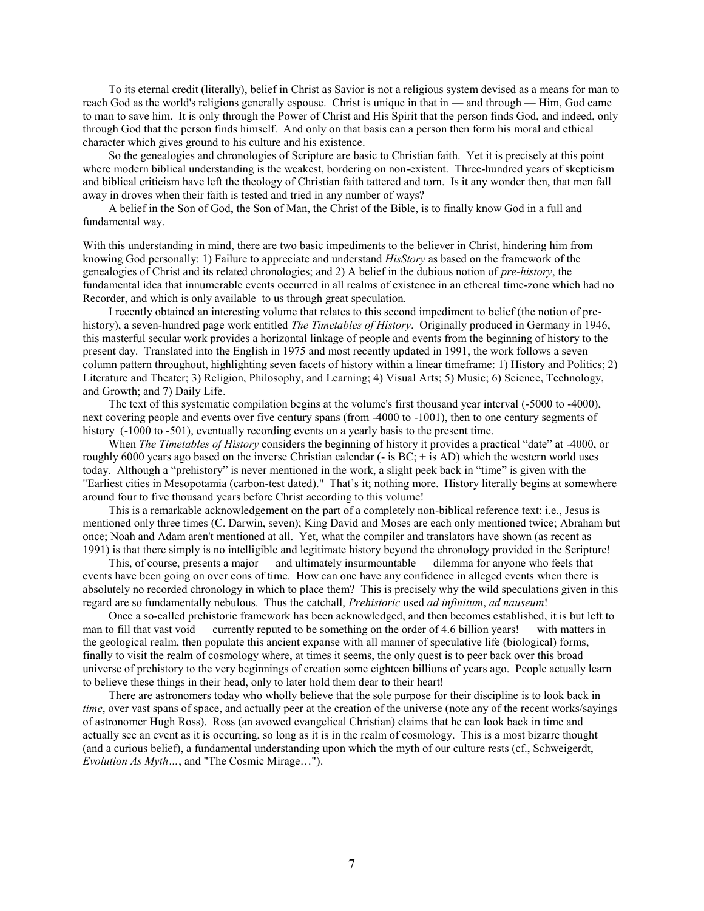To its eternal credit (literally), belief in Christ as Savior is not a religious system devised as a means for man to reach God as the world's religions generally espouse. Christ is unique in that in — and through — Him, God came to man to save him. It is only through the Power of Christ and His Spirit that the person finds God, and indeed, only through God that the person finds himself. And only on that basis can a person then form his moral and ethical character which gives ground to his culture and his existence.

So the genealogies and chronologies of Scripture are basic to Christian faith. Yet it is precisely at this point where modern biblical understanding is the weakest, bordering on non-existent. Three-hundred years of skepticism and biblical criticism have left the theology of Christian faith tattered and torn. Is it any wonder then, that men fall away in droves when their faith is tested and tried in any number of ways?

A belief in the Son of God, the Son of Man, the Christ of the Bible, is to finally know God in a full and fundamental way.

With this understanding in mind, there are two basic impediments to the believer in Christ, hindering him from knowing God personally: 1) Failure to appreciate and understand *HisStory* as based on the framework of the genealogies of Christ and its related chronologies; and 2) A belief in the dubious notion of *pre-history*, the fundamental idea that innumerable events occurred in all realms of existence in an ethereal time-zone which had no Recorder, and which is only available to us through great speculation.

I recently obtained an interesting volume that relates to this second impediment to belief (the notion of pre-history), a seven-hundred page work entitled *The Timetables of History*. Originally produced in Germany in 1946, this masterful secular work provides a horizontal linkage of people and events from the beginning of history to the present day. Translated into the English in 1975 and most recently updated in 1991, the work follows a seven column pattern throughout, highlighting seven facets of history within a linear timeframe: 1) History and Politics; 2) Literature and Theater; 3) Religion, Philosophy, and Learning; 4) Visual Arts; 5) Music; 6) Science, Technology, and Growth; and 7) Daily Life.

The text of this systematic compilation begins at the volume's first thousand year interval (-5000 to -4000), next covering people and events over five century spans (from -4000 to -1001), then to one century segments of history (-1000 to -501), eventually recording events on a yearly basis to the present time.

When *The Timetables of History* considers the beginning of history it provides a practical "date" at -4000, or roughly 6000 years ago based on the inverse Christian calendar (- is BC; + is AD) which the western world uses today. Although a "prehistory" is never mentioned in the work, a slight peek back in "time" is given with the "Earliest cities in Mesopotamia (carbon-test dated)." That's it; nothing more. History literally begins at somewhere around four to five thousand years before Christ according to this volume!

This is a remarkable acknowledgement on the part of a completely non-biblical reference text: i.e., Jesus is mentioned only three times (C. Darwin, seven); King David and Moses are each only mentioned twice; Abraham but once; Noah and Adam aren't mentioned at all. Yet, what the compiler and translators have shown (as recent as 1991) is that there simply is no intelligible and legitimate history beyond the chronology provided in the Scripture!

This, of course, presents a major — and ultimately insurmountable — dilemma for anyone who feels that events have been going on over eons of time. How can one have any confidence in alleged events when there is absolutely no recorded chronology in which to place them? This is precisely why the wild speculations given in this regard are so fundamentally nebulous. Thus the catchall, *Prehistoric* used *ad infinitum*, *ad nauseum*!

Once a so-called prehistoric framework has been acknowledged, and then becomes established, it is but left to man to fill that vast void — currently reputed to be something on the order of 4.6 billion years! — with matters in the geological realm, then populate this ancient expanse with all manner of speculative life (biological) forms, finally to visit the realm of cosmology where, at times it seems, the only quest is to peer back over this broad universe of prehistory to the very beginnings of creation some eighteen billions of years ago. People actually learn to believe these things in their head, only to later hold them dear to their heart!

There are astronomers today who wholly believe that the sole purpose for their discipline is to look back in *time*, over vast spans of space, and actually peer at the creation of the universe (note any of the recent works/sayings of astronomer Hugh Ross). Ross (an avowed evangelical Christian) claims that he can look back in time and actually see an event as it is occurring, so long as it is in the realm of cosmology. This is a most bizarre thought (and a curious belief), a fundamental understanding upon which the myth of our culture rests (cf., Schweigerdt, *Evolution As Myth…*, and "The Cosmic Mirage…").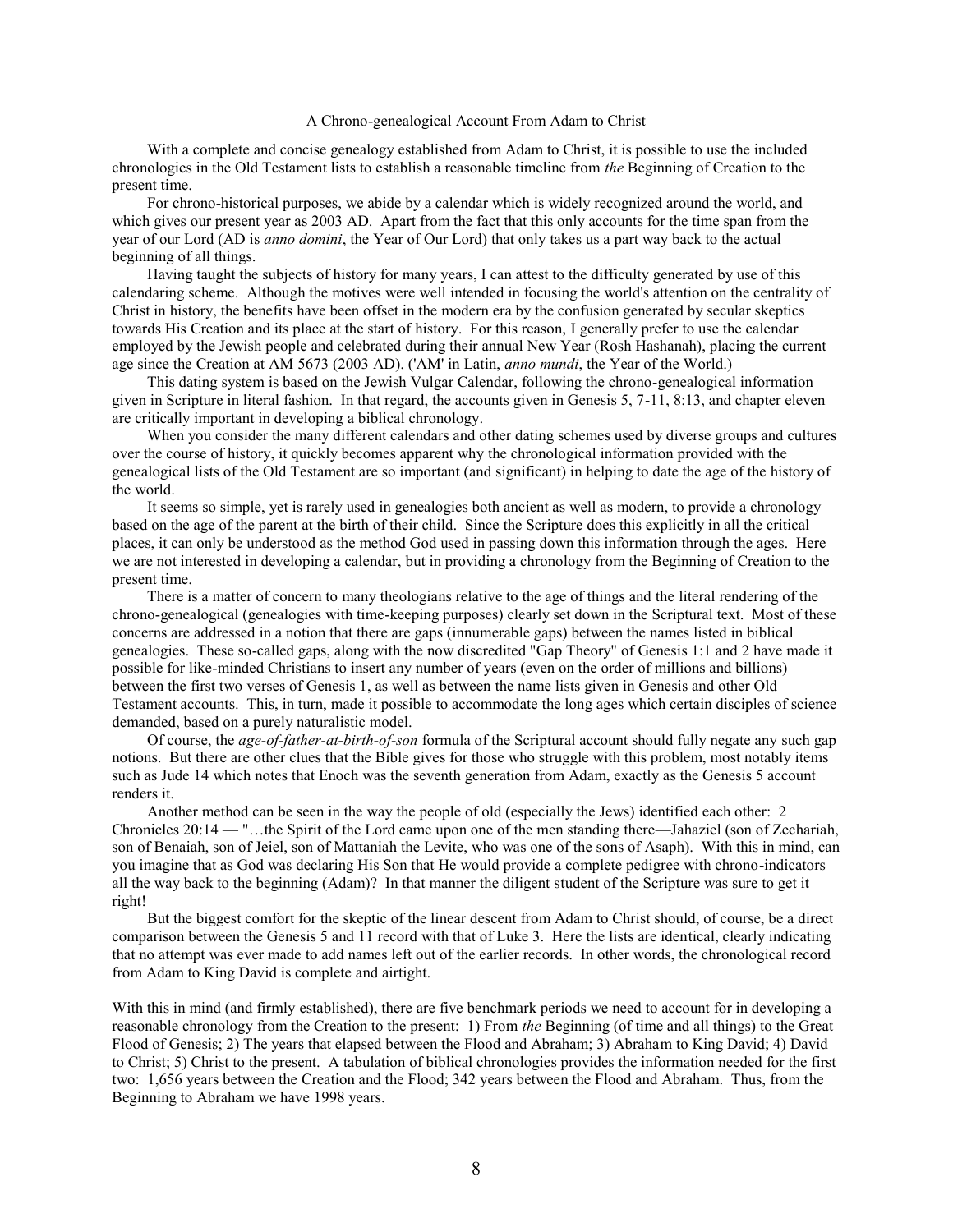A Chrono-genealogical Account From Adam to Christ

With a complete and concise genealogy established from Adam to Christ, it is possible to use the included chronologies in the Old Testament lists to establish a reasonable timeline from *the* Beginning of Creation to the present time.

For chrono-historical purposes, we abide by a calendar which is widely recognized around the world, and which gives our present year as 2003 AD. Apart from the fact that this only accounts for the time span from the year of our Lord (AD is *anno domini*, the Year of Our Lord) that only takes us a part way back to the actual beginning of all things.

Having taught the subjects of history for many years, I can attest to the difficulty generated by use of this calendaring scheme. Although the motives were well intended in focusing the world's attention on the centrality of Christ in history, the benefits have been offset in the modern era by the confusion generated by secular skeptics towards His Creation and its place at the start of history. For this reason, I generally prefer to use the calendar employed by the Jewish people and celebrated during their annual New Year (Rosh Hashanah), placing the current age since the Creation at AM 5673 (2003 AD). ('AM' in Latin, *anno mundi*, the Year of the World.)

This dating system is based on the Jewish Vulgar Calendar, following the chrono-genealogical information given in Scripture in literal fashion. In that regard, the accounts given in Genesis 5, 7-11, 8:13, and chapter eleven are critically important in developing a biblical chronology.

When you consider the many different calendars and other dating schemes used by diverse groups and cultures over the course of history, it quickly becomes apparent why the chronological information provided with the genealogical lists of the Old Testament are so important (and significant) in helping to date the age of the history of the world.

It seems so simple, yet is rarely used in genealogies both ancient as well as modern, to provide a chronology based on the age of the parent at the birth of their child. Since the Scripture does this explicitly in all the critical places, it can only be understood as the method God used in passing down this information through the ages. Here we are not interested in developing a calendar, but in providing a chronology from the Beginning of Creation to the present time.

There is a matter of concern to many theologians relative to the age of things and the literal rendering of the chrono-genealogical (genealogies with time-keeping purposes) clearly set down in the Scriptural text. Most of these concerns are addressed in a notion that there are gaps (innumerable gaps) between the names listed in biblical genealogies. These so-called gaps, along with the now discredited "Gap Theory" of Genesis 1:1 and 2 have made it possible for like-minded Christians to insert any number of years (even on the order of millions and billions) between the first two verses of Genesis 1, as well as between the name lists given in Genesis and other Old Testament accounts. This, in turn, made it possible to accommodate the long ages which certain disciples of science demanded, based on a purely naturalistic model.

Of course, the *age-of-father-at-birth-of-son* formula of the Scriptural account should fully negate any such gap notions. But there are other clues that the Bible gives for those who struggle with this problem, most notably items such as Jude 14 which notes that Enoch was the seventh generation from Adam, exactly as the Genesis 5 account renders it.

Another method can be seen in the way the people of old (especially the Jews) identified each other: 2 Chronicles 20:14 — "…the Spirit of the Lord came upon one of the men standing there—Jahaziel (son of Zechariah, son of Benaiah, son of Jeiel, son of Mattaniah the Levite, who was one of the sons of Asaph). With this in mind, can you imagine that as God was declaring His Son that He would provide a complete pedigree with chrono-indicators all the way back to the beginning (Adam)? In that manner the diligent student of the Scripture was sure to get it right!

But the biggest comfort for the skeptic of the linear descent from Adam to Christ should, of course, be a direct comparison between the Genesis 5 and 11 record with that of Luke 3. Here the lists are identical, clearly indicating that no attempt was ever made to add names left out of the earlier records. In other words, the chronological record from Adam to King David is complete and airtight.

With this in mind (and firmly established), there are five benchmark periods we need to account for in developing a reasonable chronology from the Creation to the present: 1) From *the* Beginning (of time and all things) to the Great Flood of Genesis; 2) The years that elapsed between the Flood and Abraham; 3) Abraham to King David; 4) David to Christ; 5) Christ to the present. A tabulation of biblical chronologies provides the information needed for the first two: 1,656 years between the Creation and the Flood; 342 years between the Flood and Abraham. Thus, from the Beginning to Abraham we have 1998 years.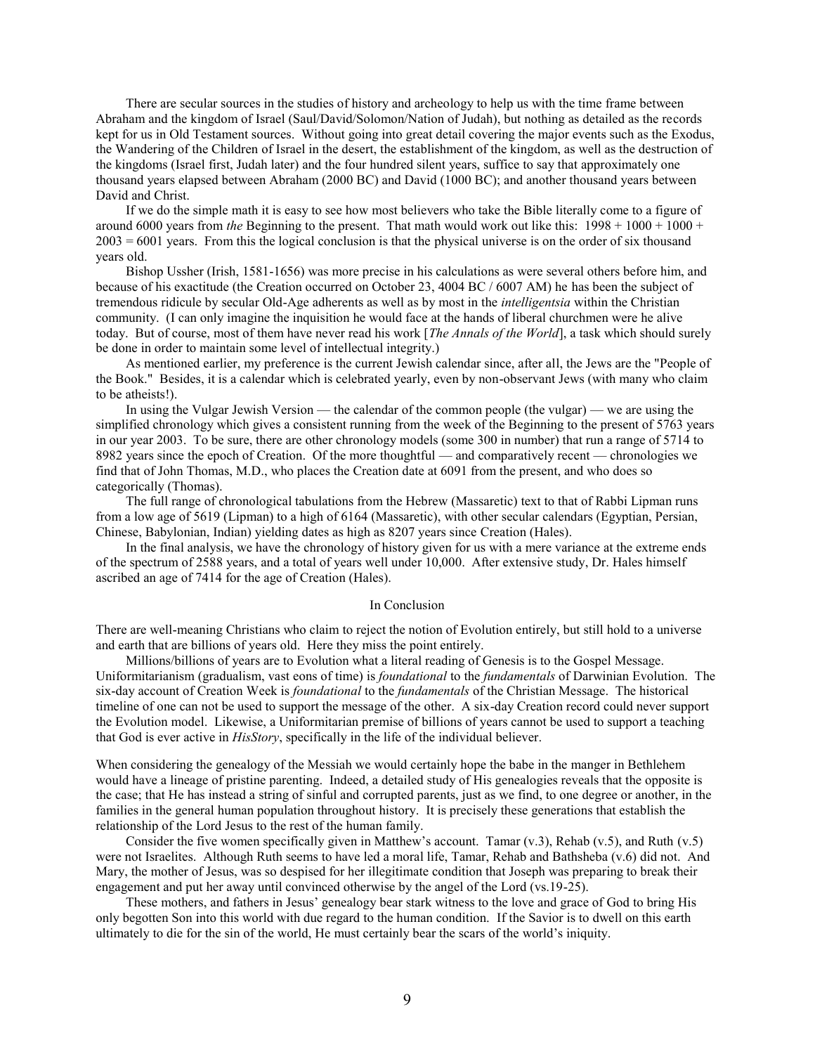There are secular sources in the studies of history and archeology to help us with the time frame between Abraham and the kingdom of Israel (Saul/David/Solomon/Nation of Judah), but nothing as detailed as the records kept for us in Old Testament sources. Without going into great detail covering the major events such as the Exodus, the Wandering of the Children of Israel in the desert, the establishment of the kingdom, as well as the destruction of the kingdoms (Israel first, Judah later) and the four hundred silent years, suffice to say that approximately one thousand years elapsed between Abraham (2000 BC) and David (1000 BC); and another thousand years between David and Christ.

If we do the simple math it is easy to see how most believers who take the Bible literally come to a figure of around 6000 years from *the* Beginning to the present. That math would work out like this: 1998 + 1000 + 1000 + 2003 = 6001 years. From this the logical conclusion is that the physical universe is on the order of six thousand years old.

Bishop Ussher (Irish, 1581-1656) was more precise in his calculations as were several others before him, and because of his exactitude (the Creation occurred on October 23, 4004 BC / 6007 AM) he has been the subject of tremendous ridicule by secular Old-Age adherents as well as by most in the *intelligentsia* within the Christian community. (I can only imagine the inquisition he would face at the hands of liberal churchmen were he alive today. But of course, most of them have never read his work [*The Annals of the World*], a task which should surely be done in order to maintain some level of intellectual integrity.)

As mentioned earlier, my preference is the current Jewish calendar since, after all, the Jews are the "People of the Book." Besides, it is a calendar which is celebrated yearly, even by non-observant Jews (with many who claim to be atheists!).

In using the Vulgar Jewish Version — the calendar of the common people (the vulgar) — we are using the simplified chronology which gives a consistent running from the week of the Beginning to the present of 5763 years in our year 2003. To be sure, there are other chronology models (some 300 in number) that run a range of 5714 to 8982 years since the epoch of Creation. Of the more thoughtful — and comparatively recent — chronologies we find that of John Thomas, M.D., who places the Creation date at 6091 from the present, and who does so categorically (Thomas).

The full range of chronological tabulations from the Hebrew (Massaretic) text to that of Rabbi Lipman runs from a low age of 5619 (Lipman) to a high of 6164 (Massaretic), with other secular calendars (Egyptian, Persian, Chinese, Babylonian, Indian) yielding dates as high as 8207 years since Creation (Hales).

In the final analysis, we have the chronology of history given for us with a mere variance at the extreme ends of the spectrum of 2588 years, and a total of years well under 10,000. After extensive study, Dr. Hales himself ascribed an age of 7414 for the age of Creation (Hales).

## In Conclusion

There are well-meaning Christians who claim to reject the notion of Evolution entirely, but still hold to a universe and earth that are billions of years old. Here they miss the point entirely.

Millions/billions of years are to Evolution what a literal reading of Genesis is to the Gospel Message. Uniformitarianism (gradualism, vast eons of time) is *foundational* to the *fundamentals* of Darwinian Evolution. The six-day account of Creation Week is *foundational* to the *fundamentals* of the Christian Message. The historical timeline of one can not be used to support the message of the other. A six-day Creation record could never support the Evolution model. Likewise, a Uniformitarian premise of billions of years cannot be used to support a teaching that God is ever active in *HisStory*, specifically in the life of the individual believer.

When considering the genealogy of the Messiah we would certainly hope the babe in the manger in Bethlehem would have a lineage of pristine parenting. Indeed, a detailed study of His genealogies reveals that the opposite is the case; that He has instead a string of sinful and corrupted parents, just as we find, to one degree or another, in the families in the general human population throughout history. It is precisely these generations that establish the relationship of the Lord Jesus to the rest of the human family.

Consider the five women specifically given in Matthew's account. Tamar (v.3), Rehab (v.5), and Ruth (v.5) were not Israelites. Although Ruth seems to have led a moral life, Tamar, Rehab and Bathsheba (v.6) did not. And Mary, the mother of Jesus, was so despised for her illegitimate condition that Joseph was preparing to break their engagement and put her away until convinced otherwise by the angel of the Lord (vs.19-25).

These mothers, and fathers in Jesus' genealogy bear stark witness to the love and grace of God to bring His only begotten Son into this world with due regard to the human condition. If the Savior is to dwell on this earth ultimately to die for the sin of the world, He must certainly bear the scars of the world's iniquity.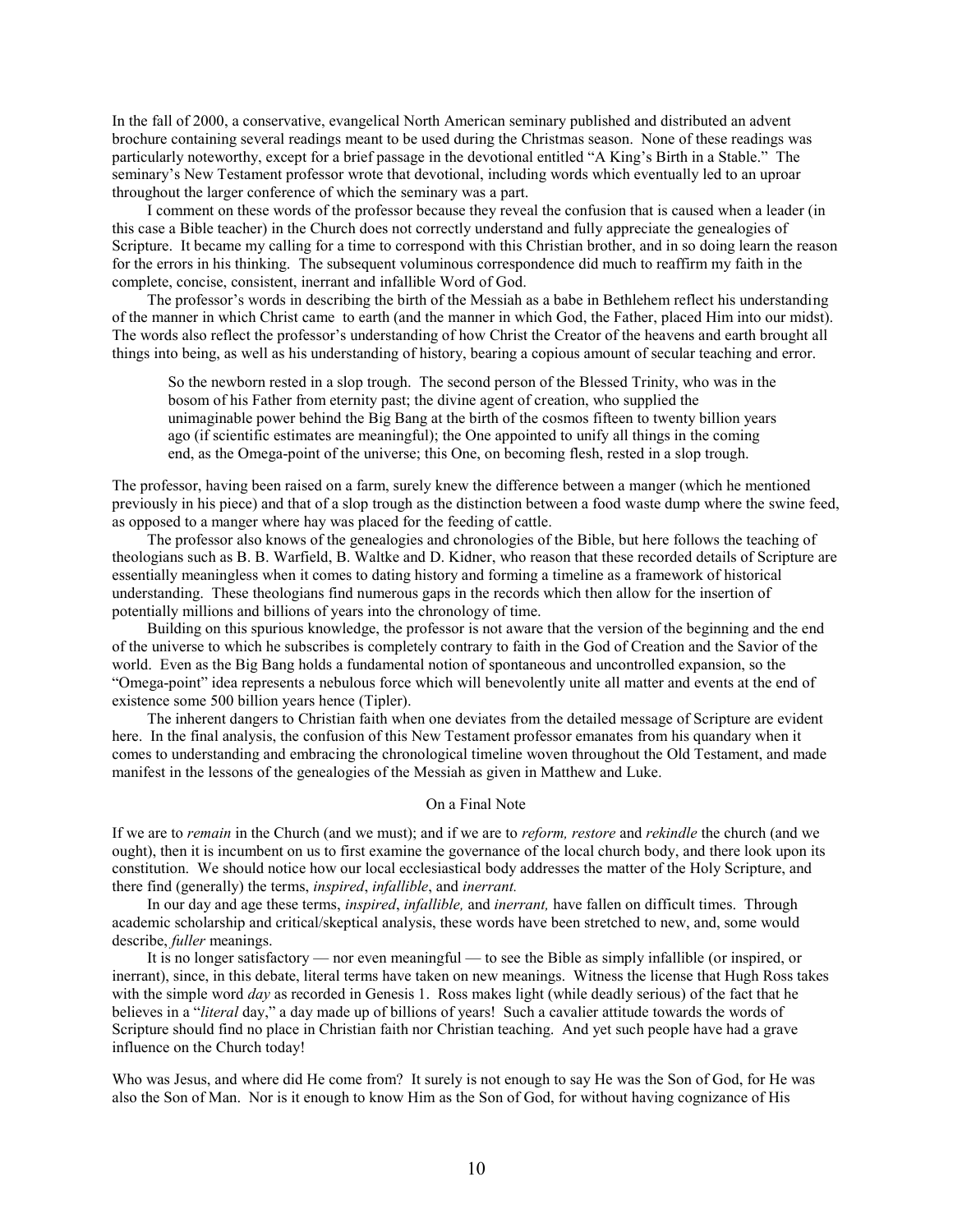In the fall of 2000, a conservative, evangelical North American seminary published and distributed an advent brochure containing several readings meant to be used during the Christmas season. None of these readings was particularly noteworthy, except for a brief passage in the devotional entitled "A King's Birth in a Stable." The seminary's New Testament professor wrote that devotional, including words which eventually led to an uproar throughout the larger conference of which the seminary was a part.

I comment on these words of the professor because they reveal the confusion that is caused when a leader (in this case a Bible teacher) in the Church does not correctly understand and fully appreciate the genealogies of Scripture. It became my calling for a time to correspond with this Christian brother, and in so doing learn the reason for the errors in his thinking. The subsequent voluminous correspondence did much to reaffirm my faith in the complete, concise, consistent, inerrant and infallible Word of God.

The professor's words in describing the birth of the Messiah as a babe in Bethlehem reflect his understanding of the manner in which Christ came to earth (and the manner in which God, the Father, placed Him into our midst). The words also reflect the professor's understanding of how Christ the Creator of the heavens and earth brought all things into being, as well as his understanding of history, bearing a copious amount of secular teaching and error.

> So the newborn rested in a slop trough. The second person of the Blessed Trinity, who was in the bosom of his Father from eternity past; the divine agent of creation, who supplied the unimaginable power behind the Big Bang at the birth of the cosmos fifteen to twenty billion years ago (if scientific estimates are meaningful); the One appointed to unify all things in the coming end, as the Omega-point of the universe; this One, on becoming flesh, rested in a slop trough.

The professor, having been raised on a farm, surely knew the difference between a manger (which he mentioned previously in his piece) and that of a slop trough as the distinction between a food waste dump where the swine feed, as opposed to a manger where hay was placed for the feeding of cattle.

The professor also knows of the genealogies and chronologies of the Bible, but here follows the teaching of theologians such as B. B. Warfield, B. Waltke and D. Kidner, who reason that these recorded details of Scripture are essentially meaningless when it comes to dating history and forming a timeline as a framework of historical understanding. These theologians find numerous gaps in the records which then allow for the insertion of potentially millions and billions of years into the chronology of time.

Building on this spurious knowledge, the professor is not aware that the version of the beginning and the end of the universe to which he subscribes is completely contrary to faith in the God of Creation and the Savior of the world. Even as the Big Bang holds a fundamental notion of spontaneous and uncontrolled expansion, so the "Omega-point" idea represents a nebulous force which will benevolently unite all matter and events at the end of existence some 500 billion years hence (Tipler).

The inherent dangers to Christian faith when one deviates from the detailed message of Scripture are evident here. In the final analysis, the confusion of this New Testament professor emanates from his quandary when it comes to understanding and embracing the chronological timeline woven throughout the Old Testament, and made manifest in the lessons of the genealogies of the Messiah as given in Matthew and Luke.

## On a Final Note

If we are to *remain* in the Church (and we must); and if we are to *reform, restore* and *rekindle* the church (and we ought), then it is incumbent on us to first examine the governance of the local church body, and there look upon its constitution. We should notice how our local ecclesiastical body addresses the matter of the Holy Scripture, and there find (generally) the terms, *inspired*, *infallible*, and *inerrant.*

In our day and age these terms, *inspired*, *infallible,* and *inerrant,* have fallen on difficult times. Through academic scholarship and critical/skeptical analysis, these words have been stretched to new, and, some would describe, *fuller* meanings.

It is no longer satisfactory — nor even meaningful — to see the Bible as simply infallible (or inspired, or inerrant), since, in this debate, literal terms have taken on new meanings. Witness the license that Hugh Ross takes with the simple word *day* as recorded in Genesis 1. Ross makes light (while deadly serious) of the fact that he believes in a "*literal* day," a day made up of billions of years! Such a cavalier attitude towards the words of Scripture should find no place in Christian faith nor Christian teaching. And yet such people have had a grave influence on the Church today!

Who was Jesus, and where did He come from? It surely is not enough to say He was the Son of God, for He was also the Son of Man. Nor is it enough to know Him as the Son of God, for without having cognizance of His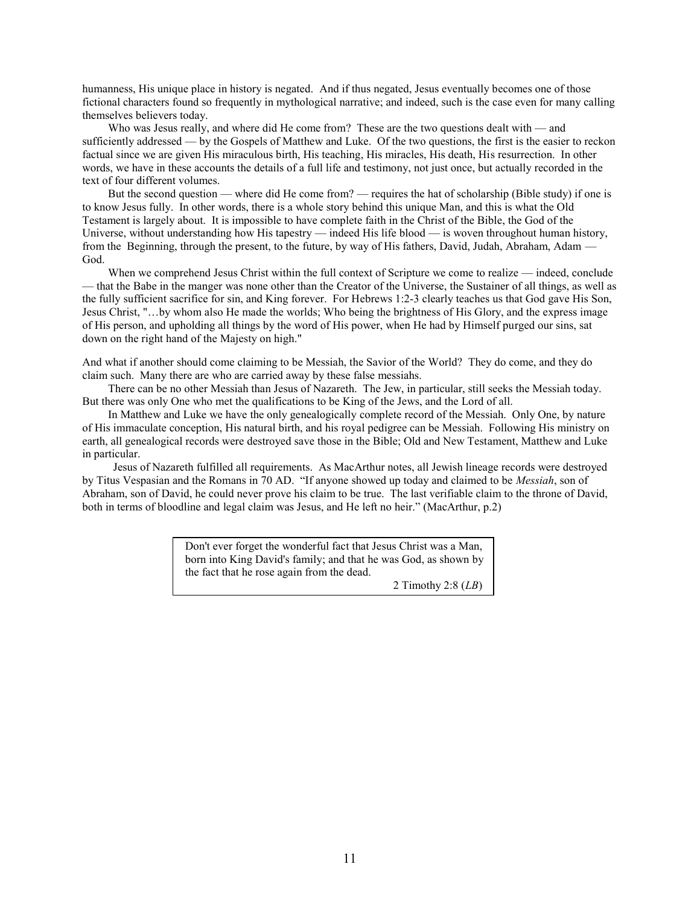humanness, His unique place in history is negated. And if thus negated, Jesus eventually becomes one of those fictional characters found so frequently in mythological narrative; and indeed, such is the case even for many calling themselves believers today.

Who was Jesus really, and where did He come from? These are the two questions dealt with — and sufficiently addressed — by the Gospels of Matthew and Luke. Of the two questions, the first is the easier to reckon factual since we are given His miraculous birth, His teaching, His miracles, His death, His resurrection. In other words, we have in these accounts the details of a full life and testimony, not just once, but actually recorded in the text of four different volumes.

But the second question — where did He come from? — requires the hat of scholarship (Bible study) if one is to know Jesus fully. In other words, there is a whole story behind this unique Man, and this is what the Old Testament is largely about. It is impossible to have complete faith in the Christ of the Bible, the God of the Universe, without understanding how His tapestry — indeed His life blood — is woven throughout human history, from the Beginning, through the present, to the future, by way of His fathers, David, Judah, Abraham, Adam — God.

When we comprehend Jesus Christ within the full context of Scripture we come to realize — indeed, conclude — that the Babe in the manger was none other than the Creator of the Universe, the Sustainer of all things, as well as the fully sufficient sacrifice for sin, and King forever. For Hebrews 1:2-3 clearly teaches us that God gave His Son, Jesus Christ, "…by whom also He made the worlds; Who being the brightness of His Glory, and the express image of His person, and upholding all things by the word of His power, when He had by Himself purged our sins, sat down on the right hand of the Majesty on high."

And what if another should come claiming to be Messiah, the Savior of the World? They do come, and they do claim such. Many there are who are carried away by these false messiahs.

There can be no other Messiah than Jesus of Nazareth. The Jew, in particular, still seeks the Messiah today. But there was only One who met the qualifications to be King of the Jews, and the Lord of all.

In Matthew and Luke we have the only genealogically complete record of the Messiah. Only One, by nature of His immaculate conception, His natural birth, and his royal pedigree can be Messiah. Following His ministry on earth, all genealogical records were destroyed save those in the Bible; Old and New Testament, Matthew and Luke in particular.

Jesus of Nazareth fulfilled all requirements. As MacArthur notes, all Jewish lineage records were destroyed by Titus Vespasian and the Romans in 70 AD. "If anyone showed up today and claimed to be *Messiah*, son of Abraham, son of David, he could never prove his claim to be true. The last verifiable claim to the throne of David, both in terms of bloodline and legal claim was Jesus, and He left no heir." (MacArthur, p.2)

> Don't ever forget the wonderful fact that Jesus Christ was a Man, born into King David's family; and that he was God, as shown by the fact that he rose again from the dead.
>
> 2 Timothy 2:8 (*LB*)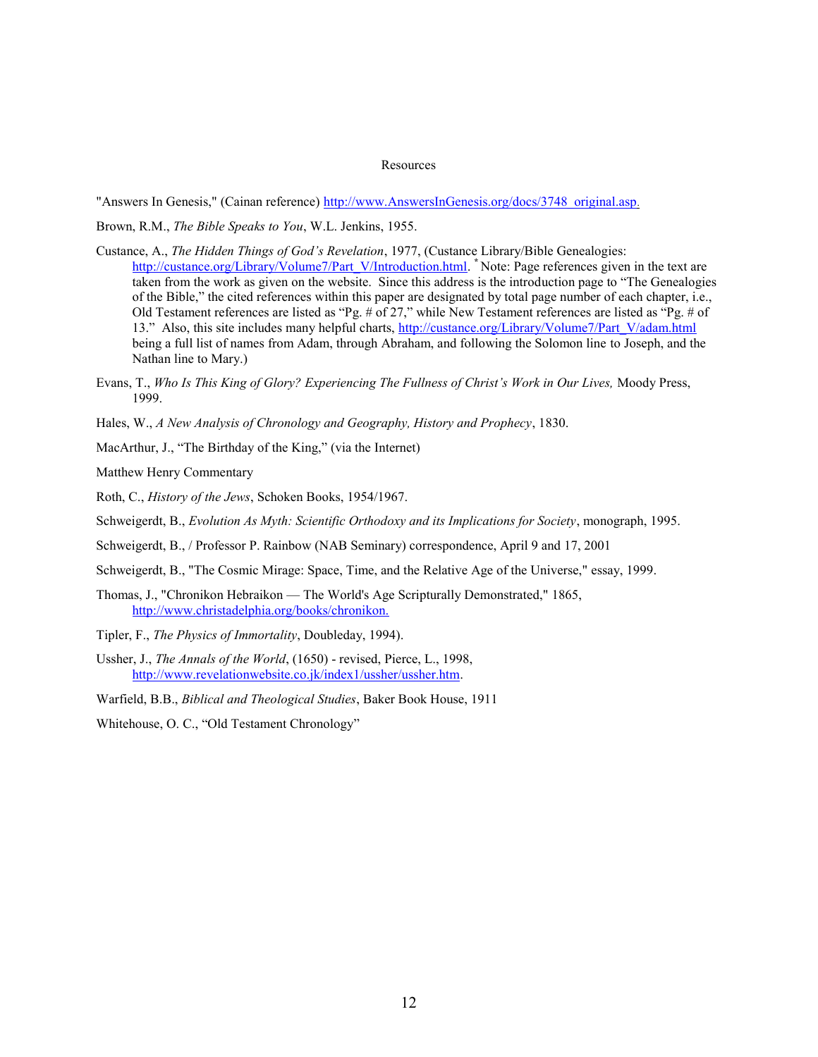# Resources

"Answers In Genesis," (Cainan reference) http://www.AnswersInGenesis.org/docs/3748_original.asp.

Brown, R.M., *The Bible Speaks to You*, W.L. Jenkins, 1955.

Custance, A., *The Hidden Things of God's Revelation*, 1977, (Custance Library/Bible Genealogies: http://custance.org/Library/Volume7/Part_V/Introduction.html. * Note: Page references given in the text are taken from the work as given on the website. Since this address is the introduction page to "The Genealogies of the Bible," the cited references within this paper are designated by total page number of each chapter, i.e., Old Testament references are listed as "Pg. # of 27," while New Testament references are listed as "Pg. # of 13." Also, this site includes many helpful charts, http://custance.org/Library/Volume7/Part_V/adam.html being a full list of names from Adam, through Abraham, and following the Solomon line to Joseph, and the Nathan line to Mary.)

Evans, T., *Who Is This King of Glory? Experiencing The Fullness of Christ's Work in Our Lives,* Moody Press, 1999.

Hales, W., *A New Analysis of Chronology and Geography, History and Prophecy*, 1830.

MacArthur, J., "The Birthday of the King," (via the Internet)

Matthew Henry Commentary

Roth, C., *History of the Jews*, Schoken Books, 1954/1967.

Schweigerdt, B., *Evolution As Myth: Scientific Orthodoxy and its Implications for Society*, monograph, 1995.

Schweigerdt, B., / Professor P. Rainbow (NAB Seminary) correspondence, April 9 and 17, 2001

Schweigerdt, B., "The Cosmic Mirage: Space, Time, and the Relative Age of the Universe," essay, 1999.

Thomas, J., "Chronikon Hebraikon — The World's Age Scripturally Demonstrated," 1865, http://www.christadelphia.org/books/chronikon.

Tipler, F., *The Physics of Immortality*, Doubleday, 1994).

Ussher, J., *The Annals of the World*, (1650) - revised, Pierce, L., 1998, http://www.revelationwebsite.co.jk/index1/ussher/ussher.htm.

Warfield, B.B., *Biblical and Theological Studies*, Baker Book House, 1911

Whitehouse, O. C., "Old Testament Chronology"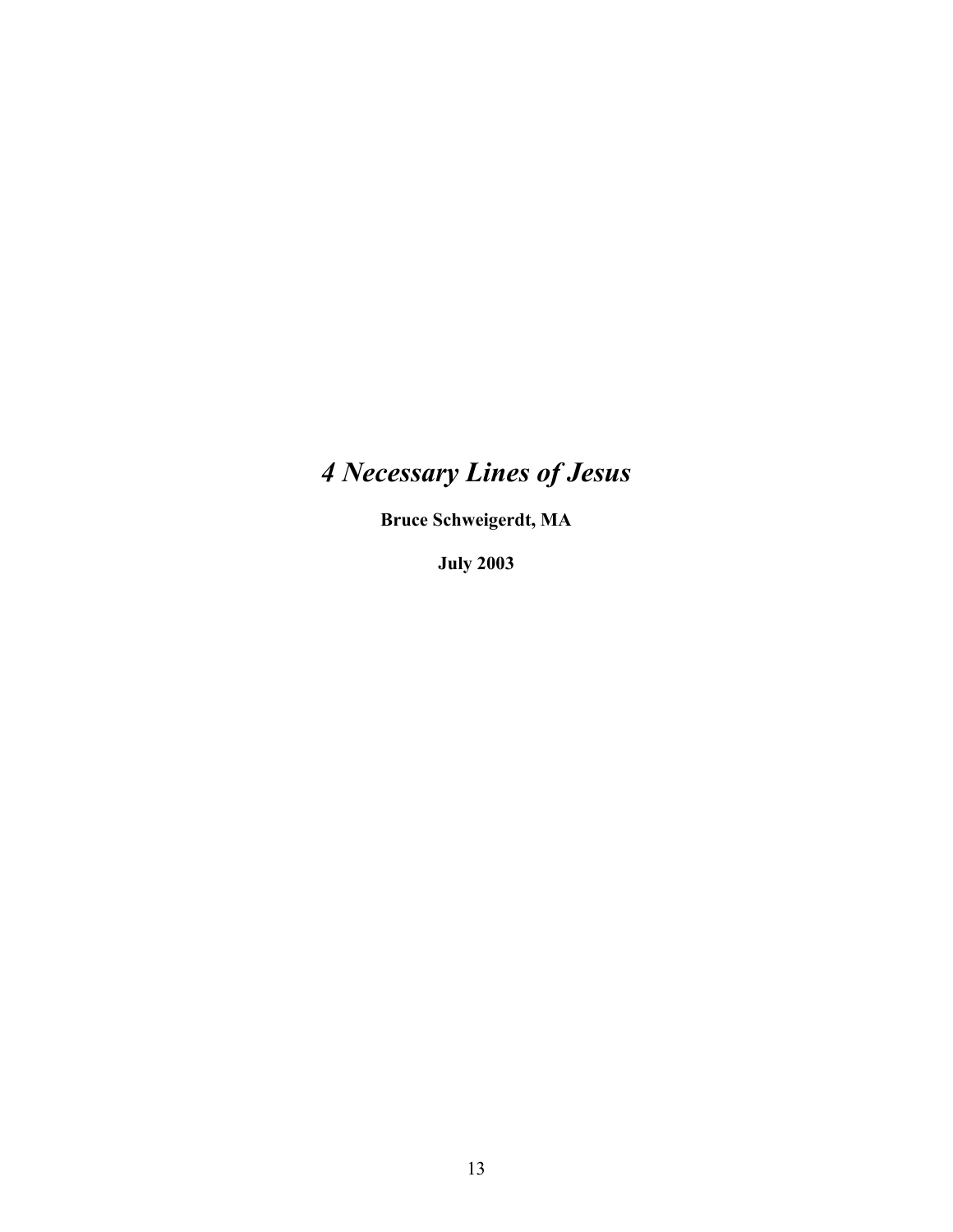# *4 Necessary Lines of Jesus*

**Bruce Schweigerdt, MA**

**July 2003**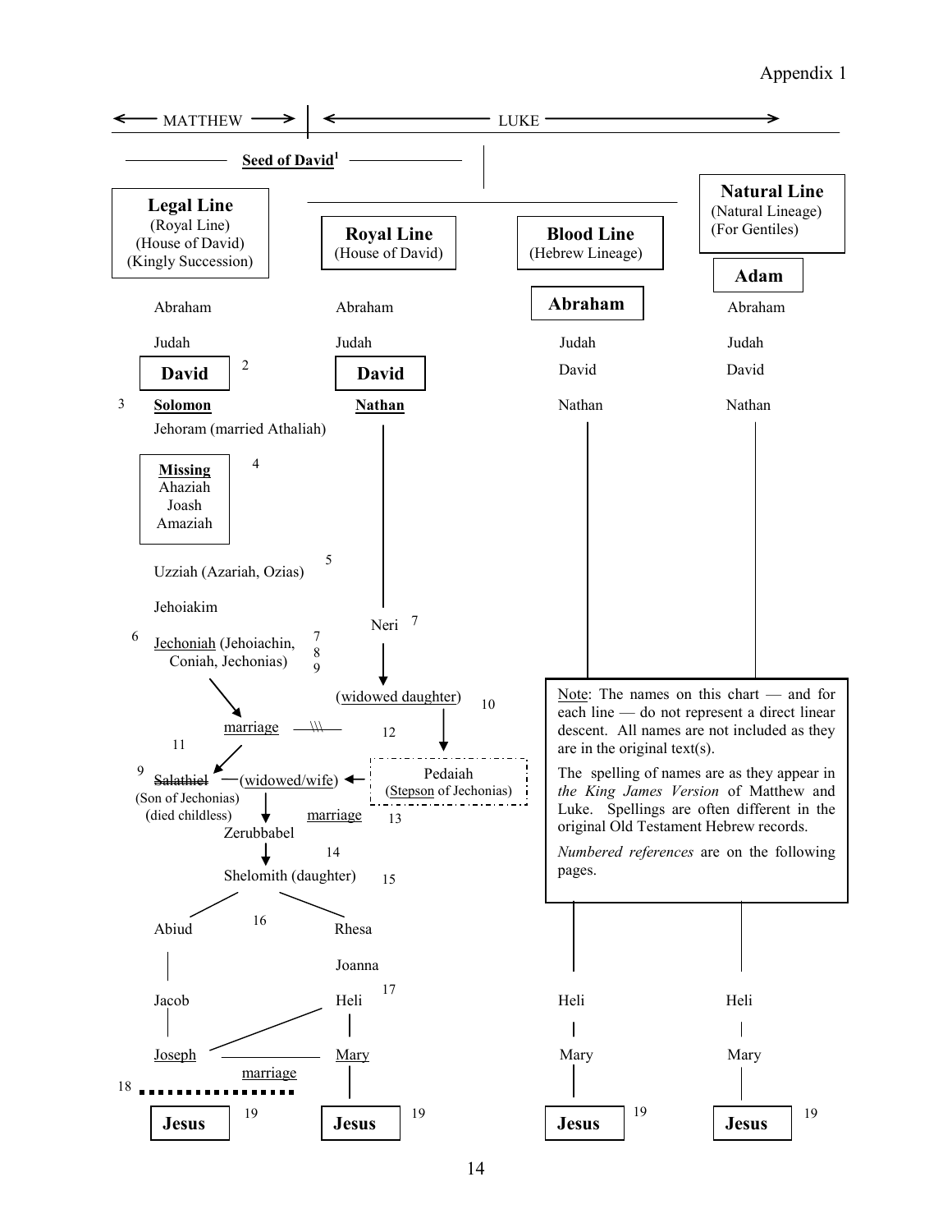# Appendix 1

| ← MATTHEW → | ← LUKE → | | |
|---|---|---|---|
| **Seed of David**[1] | | | |
| **Legal Line** (Royal Line) (House of David) (Kingly Succession) | **Royal Line** (House of David) | **Blood Line** (Hebrew Lineage) | **Natural Line** (Natural Lineage) (For Gentiles) |
| | | | **Adam** |
| Abraham | Abraham | **Abraham** | Abraham |
| Judah | Judah | Judah | Judah |
| **David** [2] | **David** | David | David |
| [3] **Solomon** | **Nathan** | Nathan | Nathan |
| Jehoram (married Athaliah) | | | |
| **Missing** [4]: Ahaziah, Joash, Amaziah | | | |
| Uzziah (Azariah, Ozias) [5] | | | |
| Jehoiakim | | | |
| | Neri [7] | | |
| [6] Jechoniah (Jehoiachin, Coniah, Jechonias) [7] [8] [9] | | | |
| ↓ marriage [11] ~~\\\~~ [12] | (widowed daughter) [10] ↓ | | |
| [9] ~~Salathiel~~ (Son of Jechonias) (died childless) — (widowed/wife) ← | Pedaiah (Stepson of Jechonias) | | |
| marriage [13] ↓ Zerubbabel | | | |
| ↓ [14] Shelomith (daughter) [15] | | | |
| Abiud [16] | Rhesa | | |
| | Joanna | | |
| Jacob | Heli [17] | Heli | Heli |
| Joseph — marriage — | Mary | Mary | Mary |
| [18] ▪▪▪▪▪▪▪▪ | | | |
| **Jesus** [19] | **Jesus** [19] | **Jesus** [19] | **Jesus** [19] |

Note: The names on this chart — and for each line — do not represent a direct linear descent. All names are not included as they are in the original text(s).

The spelling of names are as they appear in *the King James Version* of Matthew and Luke. Spellings are often different in the original Old Testament Hebrew records.

*Numbered references* are on the following pages.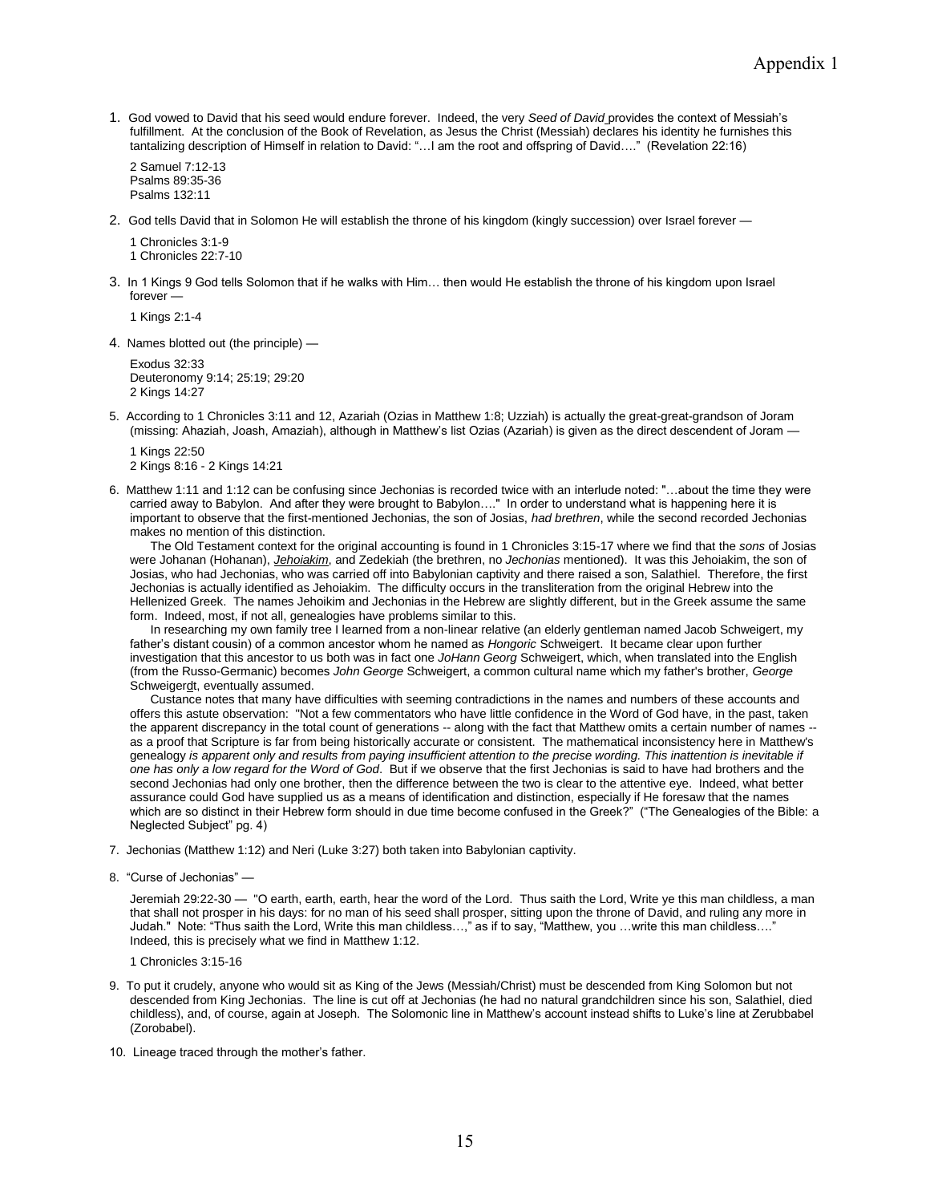# Appendix 1

1. God vowed to David that his seed would endure forever. Indeed, the very *Seed of David* provides the context of Messiah's fulfillment. At the conclusion of the Book of Revelation, as Jesus the Christ (Messiah) declares his identity he furnishes this tantalizing description of Himself in relation to David: "…I am the root and offspring of David…." (Revelation 22:16)

   2 Samuel 7:12-13
   Psalms 89:35-36
   Psalms 132:11

2. God tells David that in Solomon He will establish the throne of his kingdom (kingly succession) over Israel forever —

   1 Chronicles 3:1-9
   1 Chronicles 22:7-10

3. In 1 Kings 9 God tells Solomon that if he walks with Him… then would He establish the throne of his kingdom upon Israel forever —

   1 Kings 2:1-4

4. Names blotted out (the principle) —

   Exodus 32:33
   Deuteronomy 9:14; 25:19; 29:20
   2 Kings 14:27

5. According to 1 Chronicles 3:11 and 12, Azariah (Ozias in Matthew 1:8; Uzziah) is actually the great-great-grandson of Joram (missing: Ahaziah, Joash, Amaziah), although in Matthew's list Ozias (Azariah) is given as the direct descendent of Joram —

   1 Kings 22:50
   2 Kings 8:16 - 2 Kings 14:21

6. Matthew 1:11 and 1:12 can be confusing since Jechonias is recorded twice with an interlude noted: "…about the time they were carried away to Babylon. And after they were brought to Babylon…." In order to understand what is happening here it is important to observe that the first-mentioned Jechonias, the son of Josias, *had brethren*, while the second recorded Jechonias makes no mention of this distinction.

   The Old Testament context for the original accounting is found in 1 Chronicles 3:15-17 where we find that the *sons* of Josias were Johanan (Hohanan), ***Jehoiakim***, and Zedekiah (the brethren, no *Jechonias* mentioned). It was this Jehoiakim, the son of Josias, who had Jechonias, who was carried off into Babylonian captivity and there raised a son, Salathiel. Therefore, the first Jechonias is actually identified as Jehoiakim. The difficulty occurs in the transliteration from the original Hebrew into the Hellenized Greek. The names Jehoikim and Jechonias in the Hebrew are slightly different, but in the Greek assume the same form. Indeed, most, if not all, genealogies have problems similar to this.

   In researching my own family tree I learned from a non-linear relative (an elderly gentleman named Jacob Schweigert, my father's distant cousin) of a common ancestor whom he named as *Hongoric* Schweigert. It became clear upon further investigation that this ancestor to us both was in fact one *JoHann Georg* Schweigert, which, when translated into the English (from the Russo-Germanic) becomes *John George* Schweigert, a common cultural name which my father's brother, *George* Schweigerdt, eventually assumed.

   Custance notes that many have difficulties with seeming contradictions in the names and numbers of these accounts and offers this astute observation: "Not a few commentators who have little confidence in the Word of God have, in the past, taken the apparent discrepancy in the total count of generations -- along with the fact that Matthew omits a certain number of names -- as a proof that Scripture is far from being historically accurate or consistent. The mathematical inconsistency here in Matthew's genealogy *is apparent only and results from paying insufficient attention to the precise wording. This inattention is inevitable if one has only a low regard for the Word of God*. But if we observe that the first Jechonias is said to have had brothers and the second Jechonias had only one brother, then the difference between the two is clear to the attentive eye. Indeed, what better assurance could God have supplied us as a means of identification and distinction, especially if He foresaw that the names which are so distinct in their Hebrew form should in due time become confused in the Greek?" ("The Genealogies of the Bible: a Neglected Subject" pg. 4)

7. Jechonias (Matthew 1:12) and Neri (Luke 3:27) both taken into Babylonian captivity.

8. "Curse of Jechonias" —

   Jeremiah 29:22-30 — "O earth, earth, earth, hear the word of the Lord. Thus saith the Lord, Write ye this man childless, a man that shall not prosper in his days: for no man of his seed shall prosper, sitting upon the throne of David, and ruling any more in Judah." Note: "Thus saith the Lord, Write this man childless…," as if to say, "Matthew, you …write this man childless…." Indeed, this is precisely what we find in Matthew 1:12.

   1 Chronicles 3:15-16

9. To put it crudely, anyone who would sit as King of the Jews (Messiah/Christ) must be descended from King Solomon but not descended from King Jechonias. The line is cut off at Jechonias (he had no natural grandchildren since his son, Salathiel, died childless), and, of course, again at Joseph. The Solomonic line in Matthew's account instead shifts to Luke's line at Zerubbabel (Zorobabel).

10. Lineage traced through the mother's father.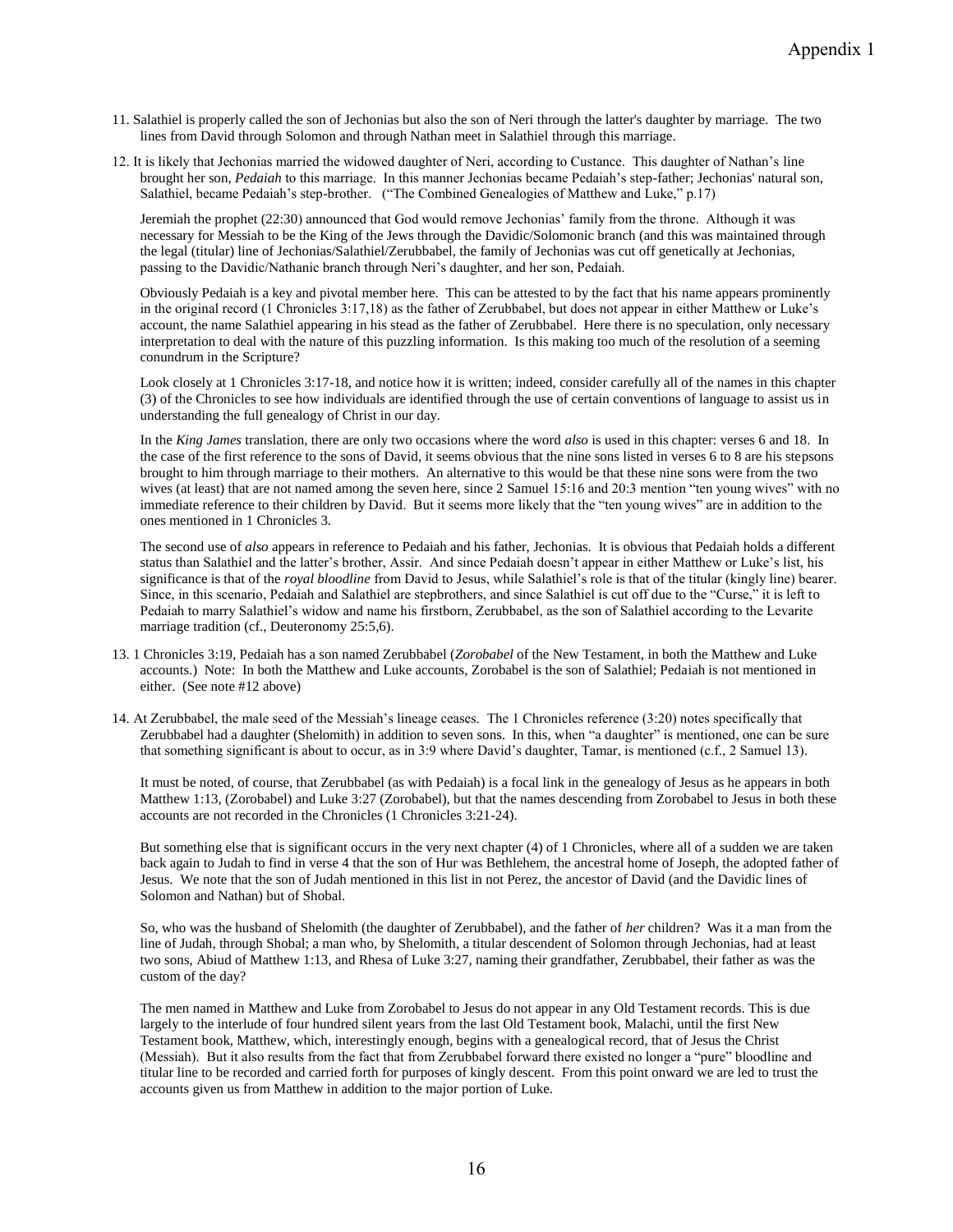11. Salathiel is properly called the son of Jechonias but also the son of Neri through the latter's daughter by marriage. The two lines from David through Solomon and through Nathan meet in Salathiel through this marriage.

12. It is likely that Jechonias married the widowed daughter of Neri, according to Custance. This daughter of Nathan's line brought her son, *Pedaiah* to this marriage. In this manner Jechonias became Pedaiah's step-father; Jechonias' natural son, Salathiel, became Pedaiah's step-brother. ("The Combined Genealogies of Matthew and Luke," p.17)

    Jeremiah the prophet (22:30) announced that God would remove Jechonias' family from the throne. Although it was necessary for Messiah to be the King of the Jews through the Davidic/Solomonic branch (and this was maintained through the legal (titular) line of Jechonias/Salathiel/Zerubbabel, the family of Jechonias was cut off genetically at Jechonias, passing to the Davidic/Nathanic branch through Neri's daughter, and her son, Pedaiah.

    Obviously Pedaiah is a key and pivotal member here. This can be attested to by the fact that his name appears prominently in the original record (1 Chronicles 3:17,18) as the father of Zerubbabel, but does not appear in either Matthew or Luke's account, the name Salathiel appearing in his stead as the father of Zerubbabel. Here there is no speculation, only necessary interpretation to deal with the nature of this puzzling information. Is this making too much of the resolution of a seeming conundrum in the Scripture?

    Look closely at 1 Chronicles 3:17-18, and notice how it is written; indeed, consider carefully all of the names in this chapter (3) of the Chronicles to see how individuals are identified through the use of certain conventions of language to assist us in understanding the full genealogy of Christ in our day.

    In the *King James* translation, there are only two occasions where the word *also* is used in this chapter: verses 6 and 18. In the case of the first reference to the sons of David, it seems obvious that the nine sons listed in verses 6 to 8 are his stepsons brought to him through marriage to their mothers. An alternative to this would be that these nine sons were from the two wives (at least) that are not named among the seven here, since 2 Samuel 15:16 and 20:3 mention "ten young wives" with no immediate reference to their children by David. But it seems more likely that the "ten young wives" are in addition to the ones mentioned in 1 Chronicles 3.

    The second use of *also* appears in reference to Pedaiah and his father, Jechonias. It is obvious that Pedaiah holds a different status than Salathiel and the latter's brother, Assir. And since Pedaiah doesn't appear in either Matthew or Luke's list, his significance is that of the *royal bloodline* from David to Jesus, while Salathiel's role is that of the titular (kingly line) bearer. Since, in this scenario, Pedaiah and Salathiel are stepbrothers, and since Salathiel is cut off due to the "Curse," it is left to Pedaiah to marry Salathiel's widow and name his firstborn, Zerubbabel, as the son of Salathiel according to the Levarite marriage tradition (cf., Deuteronomy 25:5,6).

13. 1 Chronicles 3:19, Pedaiah has a son named Zerubbabel (*Zorobabel* of the New Testament, in both the Matthew and Luke accounts.) Note: In both the Matthew and Luke accounts, Zorobabel is the son of Salathiel; Pedaiah is not mentioned in either. (See note #12 above)

14. At Zerubbabel, the male seed of the Messiah's lineage ceases. The 1 Chronicles reference (3:20) notes specifically that Zerubbabel had a daughter (Shelomith) in addition to seven sons. In this, when "a daughter" is mentioned, one can be sure that something significant is about to occur, as in 3:9 where David's daughter, Tamar, is mentioned (c.f., 2 Samuel 13).

    It must be noted, of course, that Zerubbabel (as with Pedaiah) is a focal link in the genealogy of Jesus as he appears in both Matthew 1:13, (Zorobabel) and Luke 3:27 (Zorobabel), but that the names descending from Zorobabel to Jesus in both these accounts are not recorded in the Chronicles (1 Chronicles 3:21-24).

    But something else that is significant occurs in the very next chapter (4) of 1 Chronicles, where all of a sudden we are taken back again to Judah to find in verse 4 that the son of Hur was Bethlehem, the ancestral home of Joseph, the adopted father of Jesus. We note that the son of Judah mentioned in this list in not Perez, the ancestor of David (and the Davidic lines of Solomon and Nathan) but of Shobal.

    So, who was the husband of Shelomith (the daughter of Zerubbabel), and the father of *her* children? Was it a man from the line of Judah, through Shobal; a man who, by Shelomith, a titular descendent of Solomon through Jechonias, had at least two sons, Abiud of Matthew 1:13, and Rhesa of Luke 3:27, naming their grandfather, Zerubbabel, their father as was the custom of the day?

    The men named in Matthew and Luke from Zorobabel to Jesus do not appear in any Old Testament records. This is due largely to the interlude of four hundred silent years from the last Old Testament book, Malachi, until the first New Testament book, Matthew, which, interestingly enough, begins with a genealogical record, that of Jesus the Christ (Messiah). But it also results from the fact that from Zerubbabel forward there existed no longer a "pure" bloodline and titular line to be recorded and carried forth for purposes of kingly descent. From this point onward we are led to trust the accounts given us from Matthew in addition to the major portion of Luke.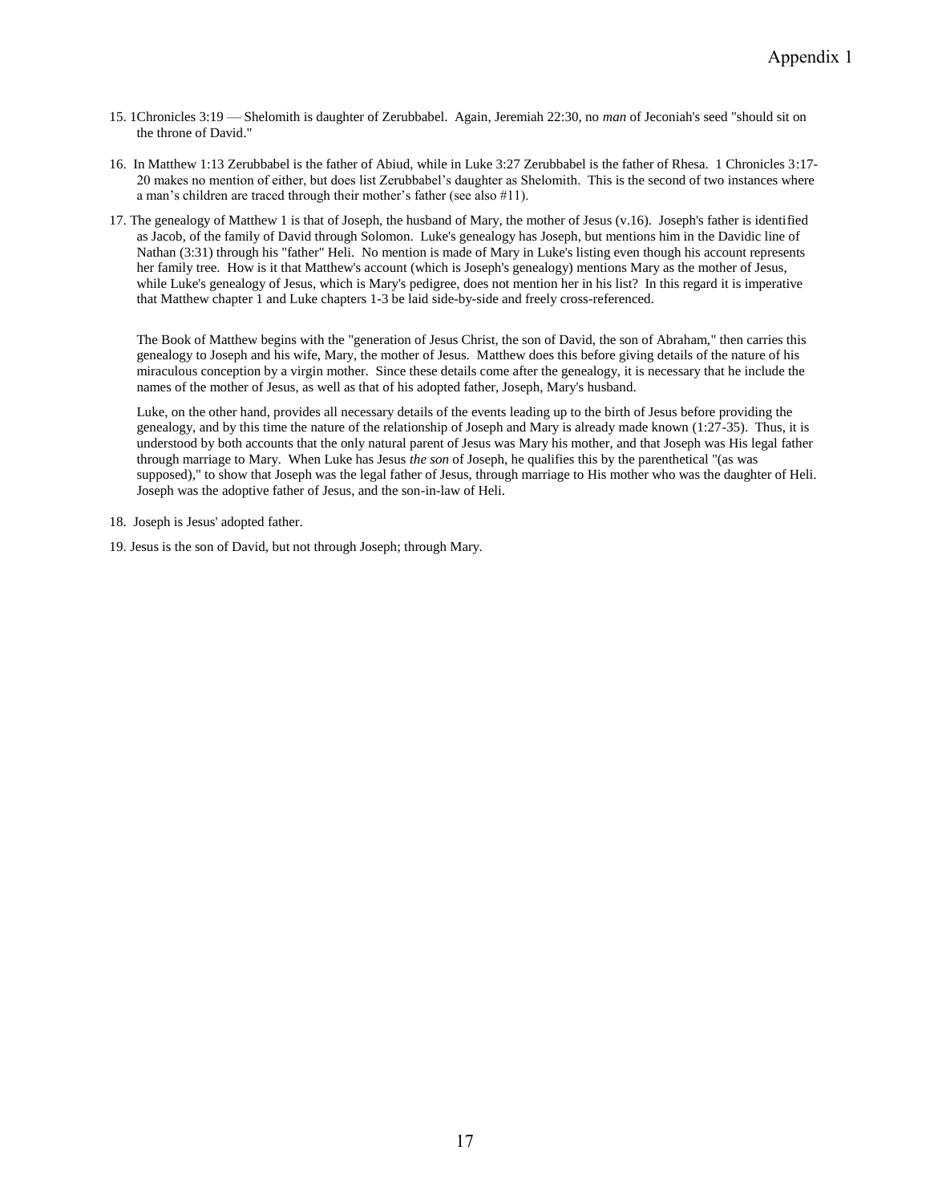15. 1Chronicles 3:19 — Shelomith is daughter of Zerubbabel. Again, Jeremiah 22:30, no *man* of Jeconiah's seed "should sit on the throne of David."

16. In Matthew 1:13 Zerubbabel is the father of Abiud, while in Luke 3:27 Zerubbabel is the father of Rhesa. 1 Chronicles 3:17-20 makes no mention of either, but does list Zerubbabel's daughter as Shelomith. This is the second of two instances where a man's children are traced through their mother's father (see also #11).

17. The genealogy of Matthew 1 is that of Joseph, the husband of Mary, the mother of Jesus (v.16). Joseph's father is identified as Jacob, of the family of David through Solomon. Luke's genealogy has Joseph, but mentions him in the Davidic line of Nathan (3:31) through his "father" Heli. No mention is made of Mary in Luke's listing even though his account represents her family tree. How is it that Matthew's account (which is Joseph's genealogy) mentions Mary as the mother of Jesus, while Luke's genealogy of Jesus, which is Mary's pedigree, does not mention her in his list? In this regard it is imperative that Matthew chapter 1 and Luke chapters 1-3 be laid side-by-side and freely cross-referenced.

    The Book of Matthew begins with the "generation of Jesus Christ, the son of David, the son of Abraham," then carries this genealogy to Joseph and his wife, Mary, the mother of Jesus. Matthew does this before giving details of the nature of his miraculous conception by a virgin mother. Since these details come after the genealogy, it is necessary that he include the names of the mother of Jesus, as well as that of his adopted father, Joseph, Mary's husband.

    Luke, on the other hand, provides all necessary details of the events leading up to the birth of Jesus before providing the genealogy, and by this time the nature of the relationship of Joseph and Mary is already made known (1:27-35). Thus, it is understood by both accounts that the only natural parent of Jesus was Mary his mother, and that Joseph was His legal father through marriage to Mary. When Luke has Jesus *the son* of Joseph, he qualifies this by the parenthetical "(as was supposed)," to show that Joseph was the legal father of Jesus, through marriage to His mother who was the daughter of Heli. Joseph was the adoptive father of Jesus, and the son-in-law of Heli.

18. Joseph is Jesus' adopted father.

19. Jesus is the son of David, but not through Joseph; through Mary.